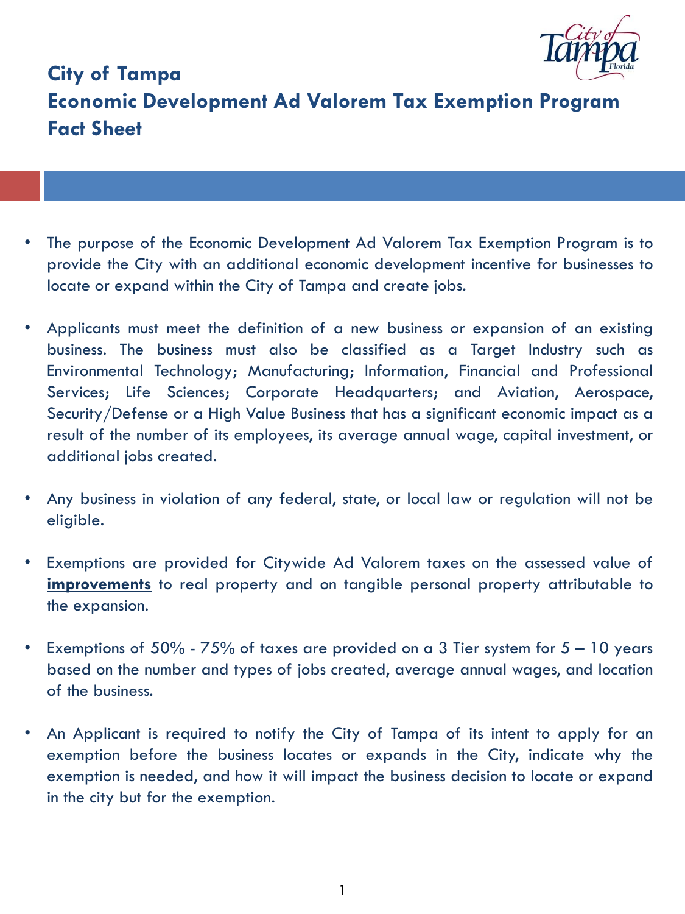# City of Tampa
# Economic Development Ad Valorem Tax Exemption Program Fact Sheet

- The purpose of the Economic Development Ad Valorem Tax Exemption Program is to provide the City with an additional economic development incentive for businesses to locate or expand within the City of Tampa and create jobs.

- Applicants must meet the definition of a new business or expansion of an existing business. The business must also be classified as a Target Industry such as Environmental Technology; Manufacturing; Information, Financial and Professional Services; Life Sciences; Corporate Headquarters; and Aviation, Aerospace, Security/Defense or a High Value Business that has a significant economic impact as a result of the number of its employees, its average annual wage, capital investment, or additional jobs created.

- Any business in violation of any federal, state, or local law or regulation will not be eligible.

- Exemptions are provided for Citywide Ad Valorem taxes on the assessed value of **improvements** to real property and on tangible personal property attributable to the expansion.

- Exemptions of 50% - 75% of taxes are provided on a 3 Tier system for 5 – 10 years based on the number and types of jobs created, average annual wages, and location of the business.

- An Applicant is required to notify the City of Tampa of its intent to apply for an exemption before the business locates or expands in the City, indicate why the exemption is needed, and how it will impact the business decision to locate or expand in the city but for the exemption.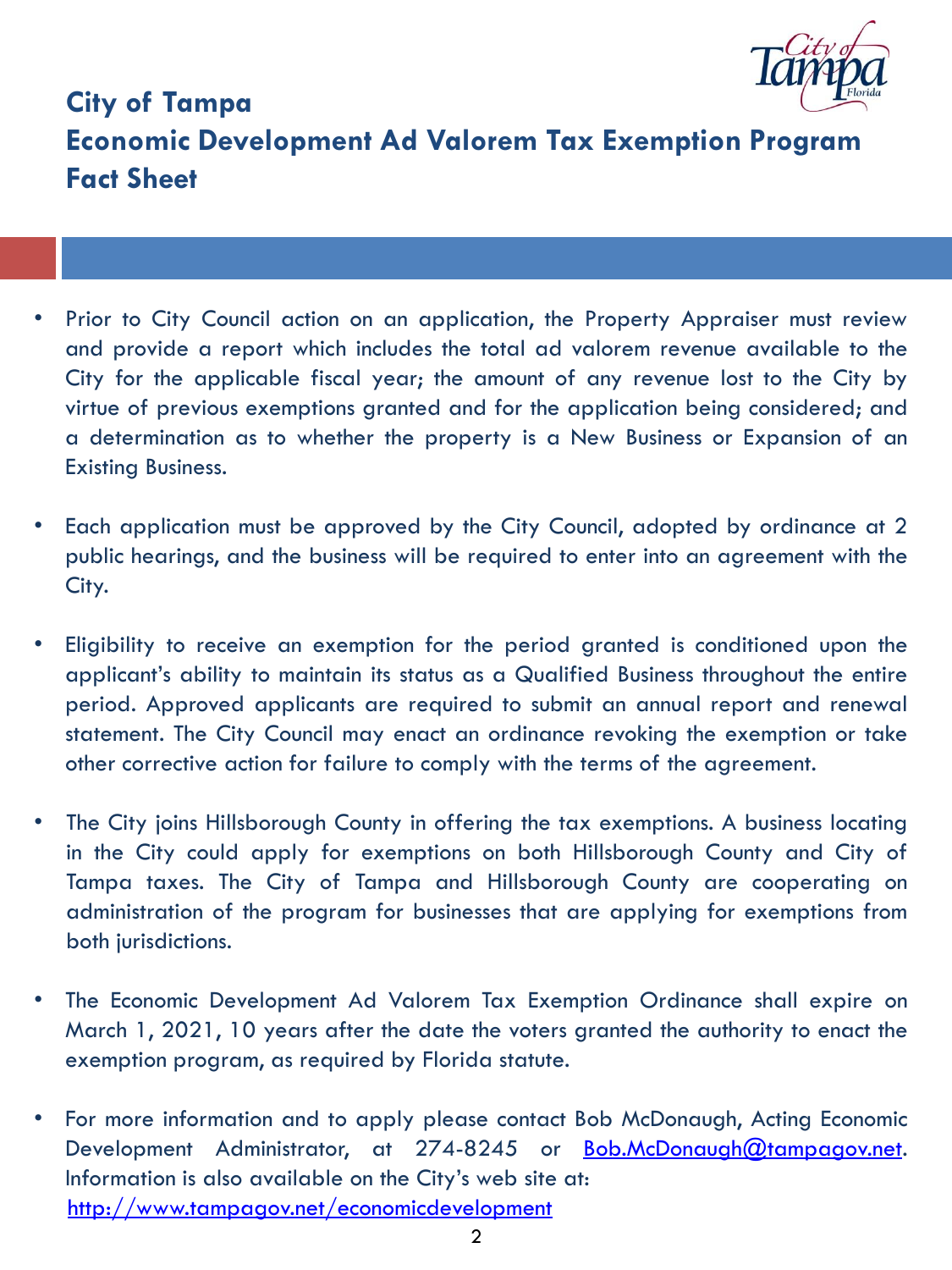# City of Tampa
# Economic Development Ad Valorem Tax Exemption Program
# Fact Sheet

- Prior to City Council action on an application, the Property Appraiser must review and provide a report which includes the total ad valorem revenue available to the City for the applicable fiscal year; the amount of any revenue lost to the City by virtue of previous exemptions granted and for the application being considered; and a determination as to whether the property is a New Business or Expansion of an Existing Business.

- Each application must be approved by the City Council, adopted by ordinance at 2 public hearings, and the business will be required to enter into an agreement with the City.

- Eligibility to receive an exemption for the period granted is conditioned upon the applicant's ability to maintain its status as a Qualified Business throughout the entire period. Approved applicants are required to submit an annual report and renewal statement. The City Council may enact an ordinance revoking the exemption or take other corrective action for failure to comply with the terms of the agreement.

- The City joins Hillsborough County in offering the tax exemptions. A business locating in the City could apply for exemptions on both Hillsborough County and City of Tampa taxes. The City of Tampa and Hillsborough County are cooperating on administration of the program for businesses that are applying for exemptions from both jurisdictions.

- The Economic Development Ad Valorem Tax Exemption Ordinance shall expire on March 1, 2021, 10 years after the date the voters granted the authority to enact the exemption program, as required by Florida statute.

- For more information and to apply please contact Bob McDonaugh, Acting Economic Development Administrator, at 274-8245 or [Bob.McDonaugh@tampagov.net](mailto:Bob.McDonaugh@tampagov.net). Information is also available on the City's web site at: [http://www.tampagov.net/economicdevelopment](http://www.tampagov.net/economicdevelopment)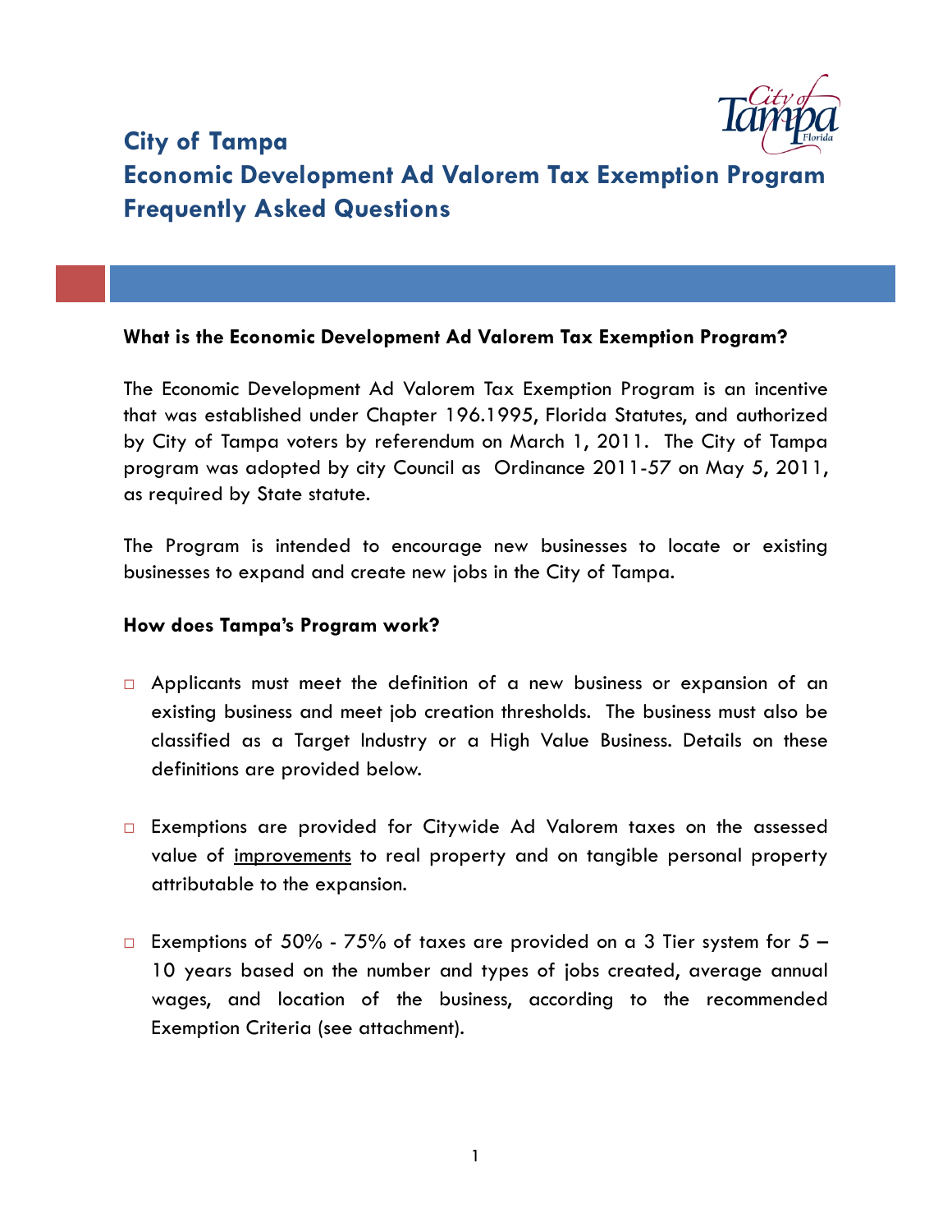# City of Tampa
# Economic Development Ad Valorem Tax Exemption Program
# Frequently Asked Questions

**What is the Economic Development Ad Valorem Tax Exemption Program?**

The Economic Development Ad Valorem Tax Exemption Program is an incentive that was established under Chapter 196.1995, Florida Statutes, and authorized by City of Tampa voters by referendum on March 1, 2011. The City of Tampa program was adopted by city Council as Ordinance 2011-57 on May 5, 2011, as required by State statute.

The Program is intended to encourage new businesses to locate or existing businesses to expand and create new jobs in the City of Tampa.

**How does Tampa's Program work?**

- Applicants must meet the definition of a new business or expansion of an existing business and meet job creation thresholds. The business must also be classified as a Target Industry or a High Value Business. Details on these definitions are provided below.

- Exemptions are provided for Citywide Ad Valorem taxes on the assessed value of <u>improvements</u> to real property and on tangible personal property attributable to the expansion.

- Exemptions of 50% - 75% of taxes are provided on a 3 Tier system for 5 – 10 years based on the number and types of jobs created, average annual wages, and location of the business, according to the recommended Exemption Criteria (see attachment).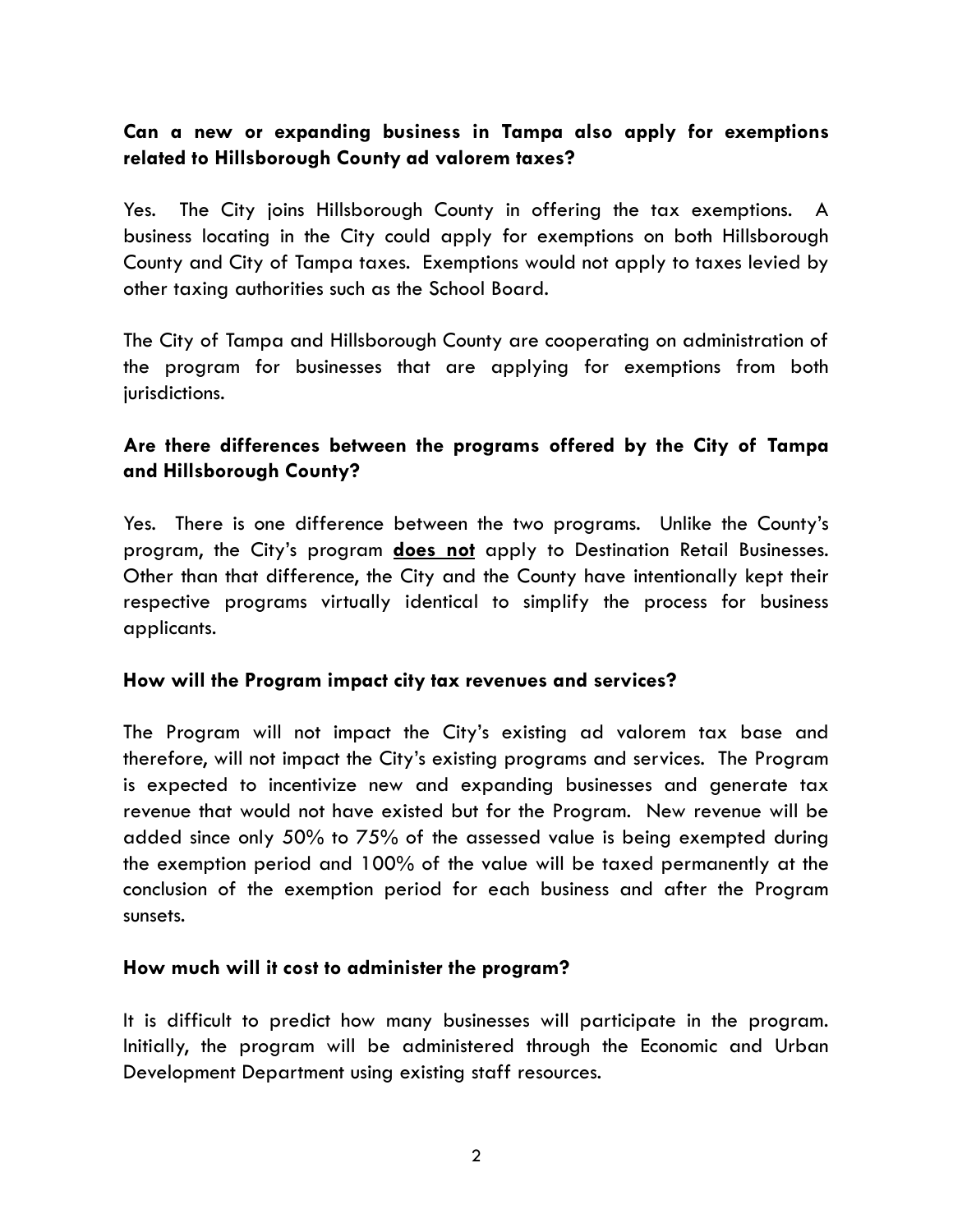**Can a new or expanding business in Tampa also apply for exemptions related to Hillsborough County ad valorem taxes?**

Yes. The City joins Hillsborough County in offering the tax exemptions. A business locating in the City could apply for exemptions on both Hillsborough County and City of Tampa taxes. Exemptions would not apply to taxes levied by other taxing authorities such as the School Board.

The City of Tampa and Hillsborough County are cooperating on administration of the program for businesses that are applying for exemptions from both jurisdictions.

**Are there differences between the programs offered by the City of Tampa and Hillsborough County?**

Yes. There is one difference between the two programs. Unlike the County's program, the City's program <u>**does not**</u> apply to Destination Retail Businesses. Other than that difference, the City and the County have intentionally kept their respective programs virtually identical to simplify the process for business applicants.

**How will the Program impact city tax revenues and services?**

The Program will not impact the City's existing ad valorem tax base and therefore, will not impact the City's existing programs and services. The Program is expected to incentivize new and expanding businesses and generate tax revenue that would not have existed but for the Program. New revenue will be added since only 50% to 75% of the assessed value is being exempted during the exemption period and 100% of the value will be taxed permanently at the conclusion of the exemption period for each business and after the Program sunsets.

**How much will it cost to administer the program?**

It is difficult to predict how many businesses will participate in the program. Initially, the program will be administered through the Economic and Urban Development Department using existing staff resources.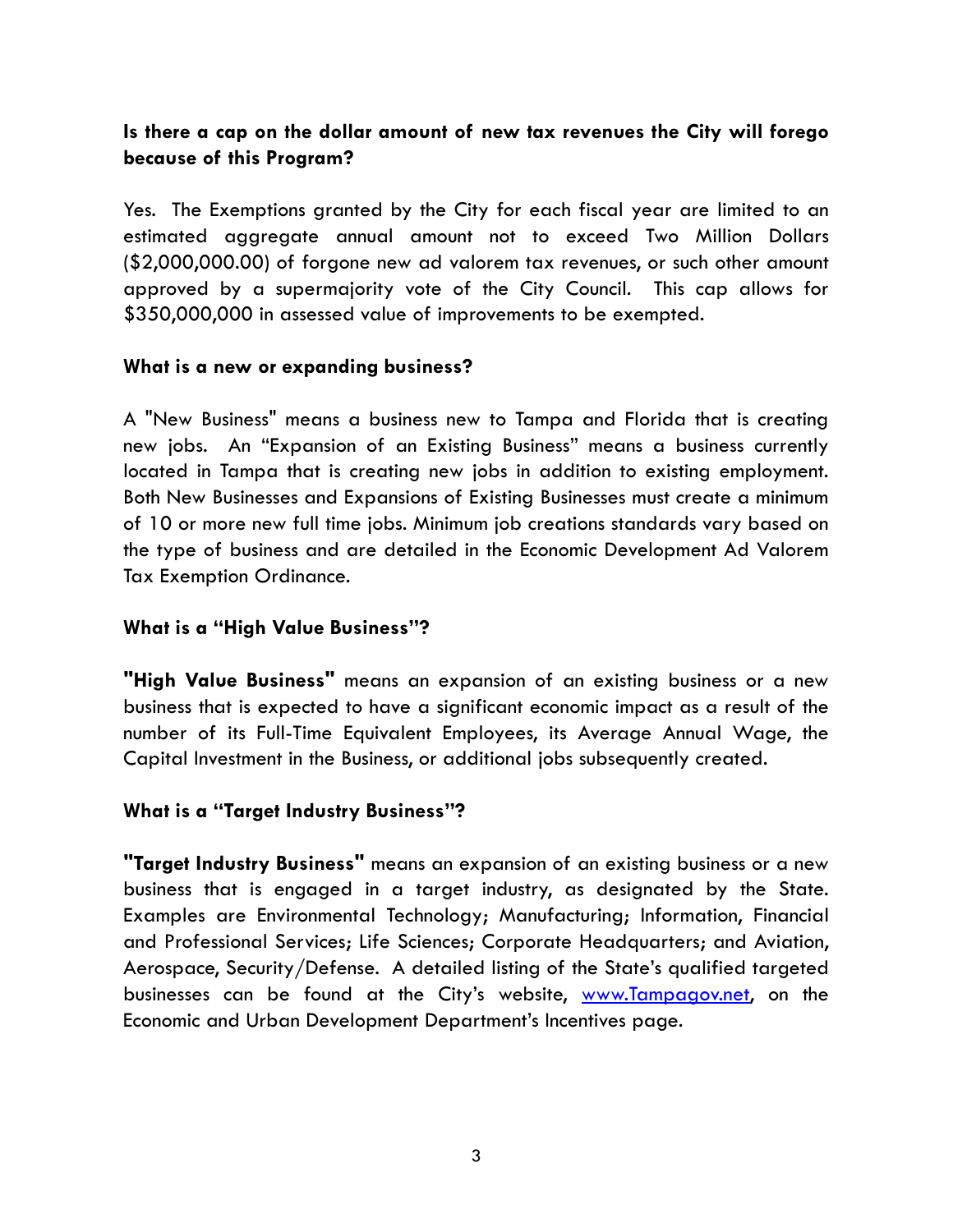**Is there a cap on the dollar amount of new tax revenues the City will forego because of this Program?**

Yes. The Exemptions granted by the City for each fiscal year are limited to an estimated aggregate annual amount not to exceed Two Million Dollars ($2,000,000.00) of forgone new ad valorem tax revenues, or such other amount approved by a supermajority vote of the City Council. This cap allows for $350,000,000 in assessed value of improvements to be exempted.

**What is a new or expanding business?**

A "New Business" means a business new to Tampa and Florida that is creating new jobs. An "Expansion of an Existing Business" means a business currently located in Tampa that is creating new jobs in addition to existing employment. Both New Businesses and Expansions of Existing Businesses must create a minimum of 10 or more new full time jobs. Minimum job creations standards vary based on the type of business and are detailed in the Economic Development Ad Valorem Tax Exemption Ordinance.

**What is a "High Value Business"?**

**"High Value Business"** means an expansion of an existing business or a new business that is expected to have a significant economic impact as a result of the number of its Full-Time Equivalent Employees, its Average Annual Wage, the Capital Investment in the Business, or additional jobs subsequently created.

**What is a "Target Industry Business"?**

**"Target Industry Business"** means an expansion of an existing business or a new business that is engaged in a target industry, as designated by the State. Examples are Environmental Technology; Manufacturing; Information, Financial and Professional Services; Life Sciences; Corporate Headquarters; and Aviation, Aerospace, Security/Defense. A detailed listing of the State's qualified targeted businesses can be found at the City's website, www.Tampagov.net, on the Economic and Urban Development Department's Incentives page.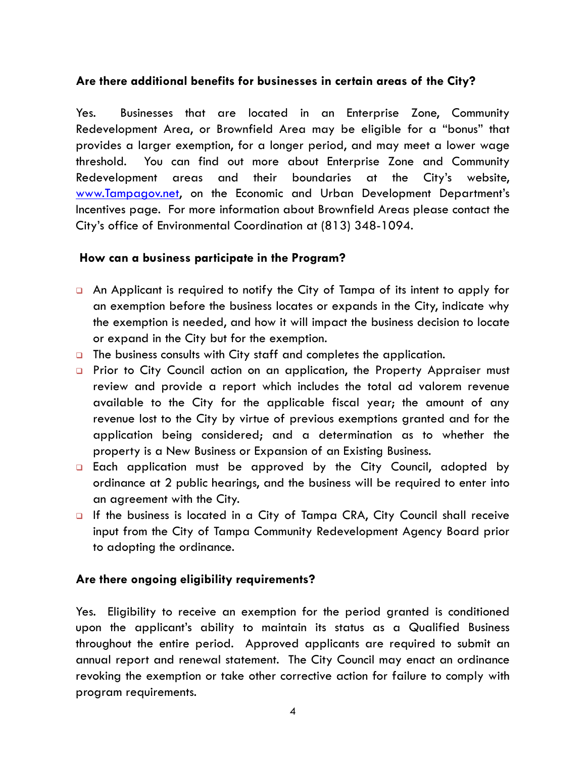**Are there additional benefits for businesses in certain areas of the City?**

Yes. Businesses that are located in an Enterprise Zone, Community Redevelopment Area, or Brownfield Area may be eligible for a "bonus" that provides a larger exemption, for a longer period, and may meet a lower wage threshold. You can find out more about Enterprise Zone and Community Redevelopment areas and their boundaries at the City's website, [www.Tampagov.net](http://www.Tampagov.net), on the Economic and Urban Development Department's Incentives page. For more information about Brownfield Areas please contact the City's office of Environmental Coordination at (813) 348-1094.

**How can a business participate in the Program?**

- An Applicant is required to notify the City of Tampa of its intent to apply for an exemption before the business locates or expands in the City, indicate why the exemption is needed, and how it will impact the business decision to locate or expand in the City but for the exemption.
- The business consults with City staff and completes the application.
- Prior to City Council action on an application, the Property Appraiser must review and provide a report which includes the total ad valorem revenue available to the City for the applicable fiscal year; the amount of any revenue lost to the City by virtue of previous exemptions granted and for the application being considered; and a determination as to whether the property is a New Business or Expansion of an Existing Business.
- Each application must be approved by the City Council, adopted by ordinance at 2 public hearings, and the business will be required to enter into an agreement with the City.
- If the business is located in a City of Tampa CRA, City Council shall receive input from the City of Tampa Community Redevelopment Agency Board prior to adopting the ordinance.

**Are there ongoing eligibility requirements?**

Yes. Eligibility to receive an exemption for the period granted is conditioned upon the applicant's ability to maintain its status as a Qualified Business throughout the entire period. Approved applicants are required to submit an annual report and renewal statement. The City Council may enact an ordinance revoking the exemption or take other corrective action for failure to comply with program requirements.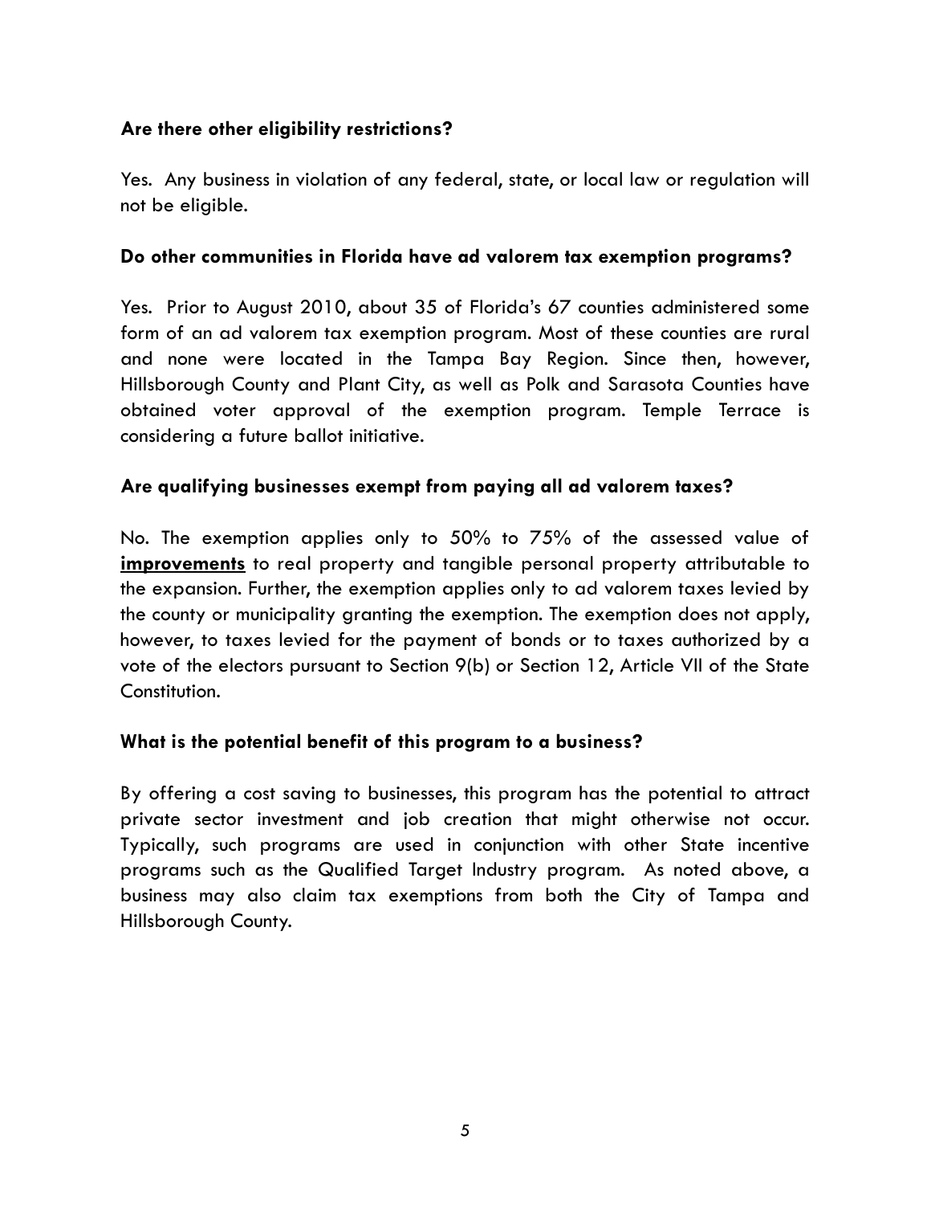**Are there other eligibility restrictions?**

Yes. Any business in violation of any federal, state, or local law or regulation will not be eligible.

**Do other communities in Florida have ad valorem tax exemption programs?**

Yes. Prior to August 2010, about 35 of Florida's 67 counties administered some form of an ad valorem tax exemption program. Most of these counties are rural and none were located in the Tampa Bay Region. Since then, however, Hillsborough County and Plant City, as well as Polk and Sarasota Counties have obtained voter approval of the exemption program. Temple Terrace is considering a future ballot initiative.

**Are qualifying businesses exempt from paying all ad valorem taxes?**

No. The exemption applies only to 50% to 75% of the assessed value of **improvements** to real property and tangible personal property attributable to the expansion. Further, the exemption applies only to ad valorem taxes levied by the county or municipality granting the exemption. The exemption does not apply, however, to taxes levied for the payment of bonds or to taxes authorized by a vote of the electors pursuant to Section 9(b) or Section 12, Article VII of the State Constitution.

**What is the potential benefit of this program to a business?**

By offering a cost saving to businesses, this program has the potential to attract private sector investment and job creation that might otherwise not occur. Typically, such programs are used in conjunction with other State incentive programs such as the Qualified Target Industry program. As noted above, a business may also claim tax exemptions from both the City of Tampa and Hillsborough County.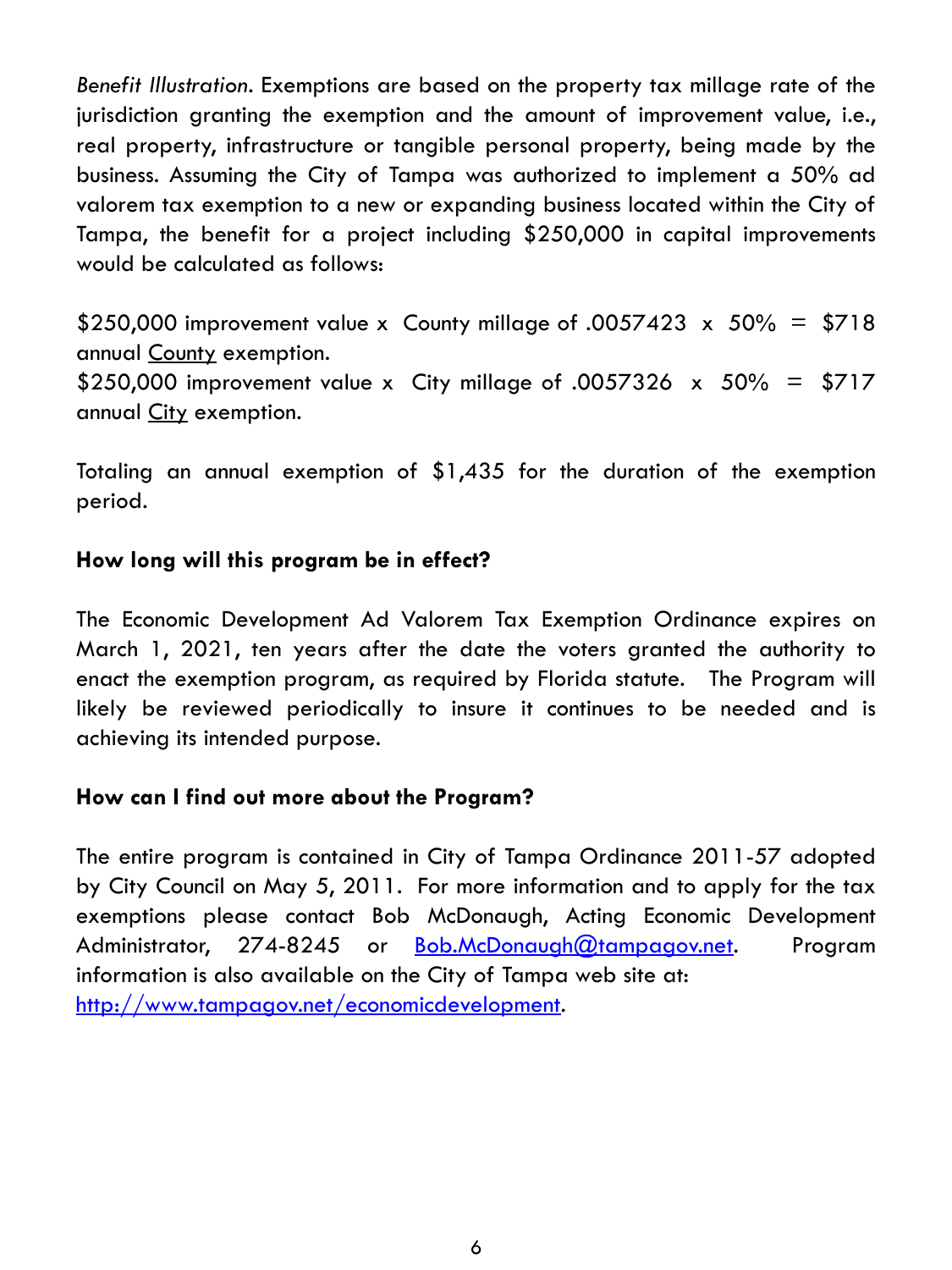*Benefit Illustration*. Exemptions are based on the property tax millage rate of the jurisdiction granting the exemption and the amount of improvement value, i.e., real property, infrastructure or tangible personal property, being made by the business. Assuming the City of Tampa was authorized to implement a 50% ad valorem tax exemption to a new or expanding business located within the City of Tampa, the benefit for a project including $250,000 in capital improvements would be calculated as follows:

$250,000 improvement value x County millage of .0057423 x 50% = $718 annual <u>County</u> exemption.
$250,000 improvement value x City millage of .0057326 x 50% = $717 annual <u>City</u> exemption.

Totaling an annual exemption of $1,435 for the duration of the exemption period.

**How long will this program be in effect?**

The Economic Development Ad Valorem Tax Exemption Ordinance expires on March 1, 2021, ten years after the date the voters granted the authority to enact the exemption program, as required by Florida statute. The Program will likely be reviewed periodically to insure it continues to be needed and is achieving its intended purpose.

**How can I find out more about the Program?**

The entire program is contained in City of Tampa Ordinance 2011-57 adopted by City Council on May 5, 2011. For more information and to apply for the tax exemptions please contact Bob McDonaugh, Acting Economic Development Administrator, 274-8245 or Bob.McDonaugh@tampagov.net. Program information is also available on the City of Tampa web site at: http://www.tampagov.net/economicdevelopment.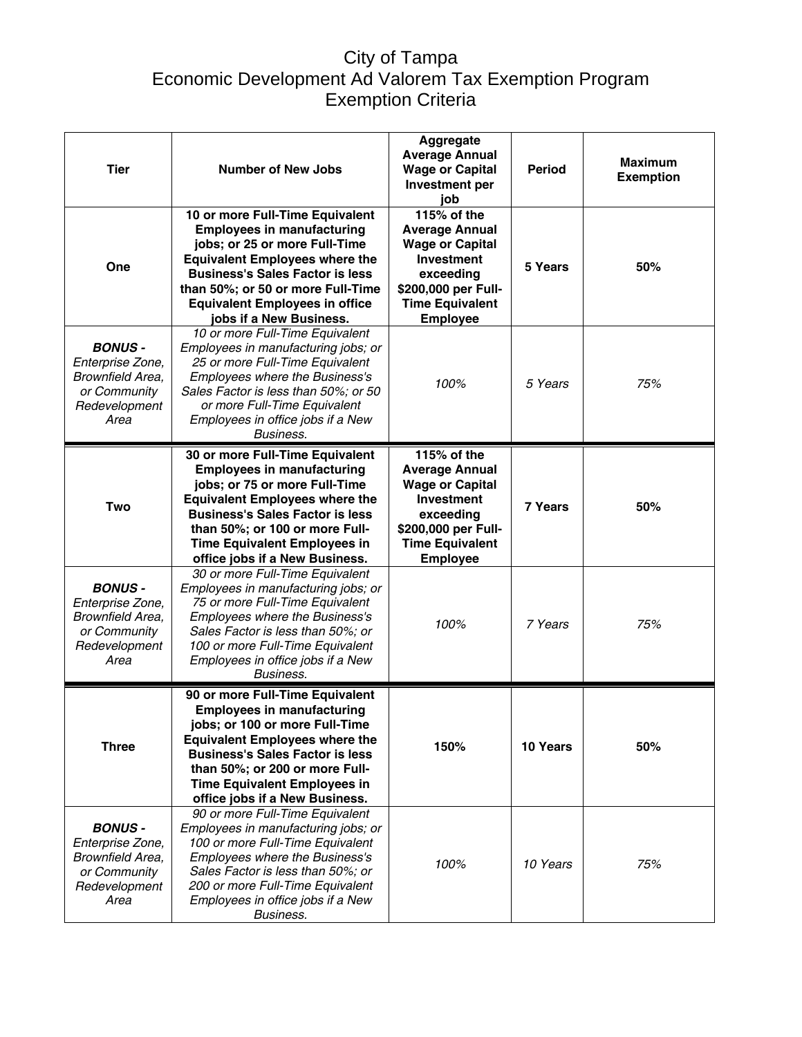# City of Tampa
## Economic Development Ad Valorem Tax Exemption Program
## Exemption Criteria

| Tier | Number of New Jobs | Aggregate Average Annual Wage or Capital Investment per job | Period | Maximum Exemption |
|---|---|---|---|---|
| **One** | **10 or more Full-Time Equivalent Employees in manufacturing jobs; or 25 or more Full-Time Equivalent Employees where the Business's Sales Factor is less than 50%; or 50 or more Full-Time Equivalent Employees in office jobs if a New Business.** | **115% of the Average Annual Wage or Capital Investment exceeding $200,000 per Full-Time Equivalent Employee** | **5 Years** | **50%** |
| ***BONUS -*** *Enterprise Zone, Brownfield Area, or Community Redevelopment Area* | *10 or more Full-Time Equivalent Employees in manufacturing jobs; or 25 or more Full-Time Equivalent Employees where the Business's Sales Factor is less than 50%; or 50 or more Full-Time Equivalent Employees in office jobs if a New Business.* | *100%* | *5 Years* | *75%* |
| **Two** | **30 or more Full-Time Equivalent Employees in manufacturing jobs; or 75 or more Full-Time Equivalent Employees where the Business's Sales Factor is less than 50%; or 100 or more Full-Time Equivalent Employees in office jobs if a New Business.** | **115% of the Average Annual Wage or Capital Investment exceeding $200,000 per Full-Time Equivalent Employee** | **7 Years** | **50%** |
| ***BONUS -*** *Enterprise Zone, Brownfield Area, or Community Redevelopment Area* | *30 or more Full-Time Equivalent Employees in manufacturing jobs; or 75 or more Full-Time Equivalent Employees where the Business's Sales Factor is less than 50%; or 100 or more Full-Time Equivalent Employees in office jobs if a New Business.* | *100%* | *7 Years* | *75%* |
| **Three** | **90 or more Full-Time Equivalent Employees in manufacturing jobs; or 100 or more Full-Time Equivalent Employees where the Business's Sales Factor is less than 50%; or 200 or more Full-Time Equivalent Employees in office jobs if a New Business.** | **150%** | **10 Years** | **50%** |
| ***BONUS -*** *Enterprise Zone, Brownfield Area, or Community Redevelopment Area* | *90 or more Full-Time Equivalent Employees in manufacturing jobs; or 100 or more Full-Time Equivalent Employees where the Business's Sales Factor is less than 50%; or 200 or more Full-Time Equivalent Employees in office jobs if a New Business.* | *100%* | *10 Years* | *75%* |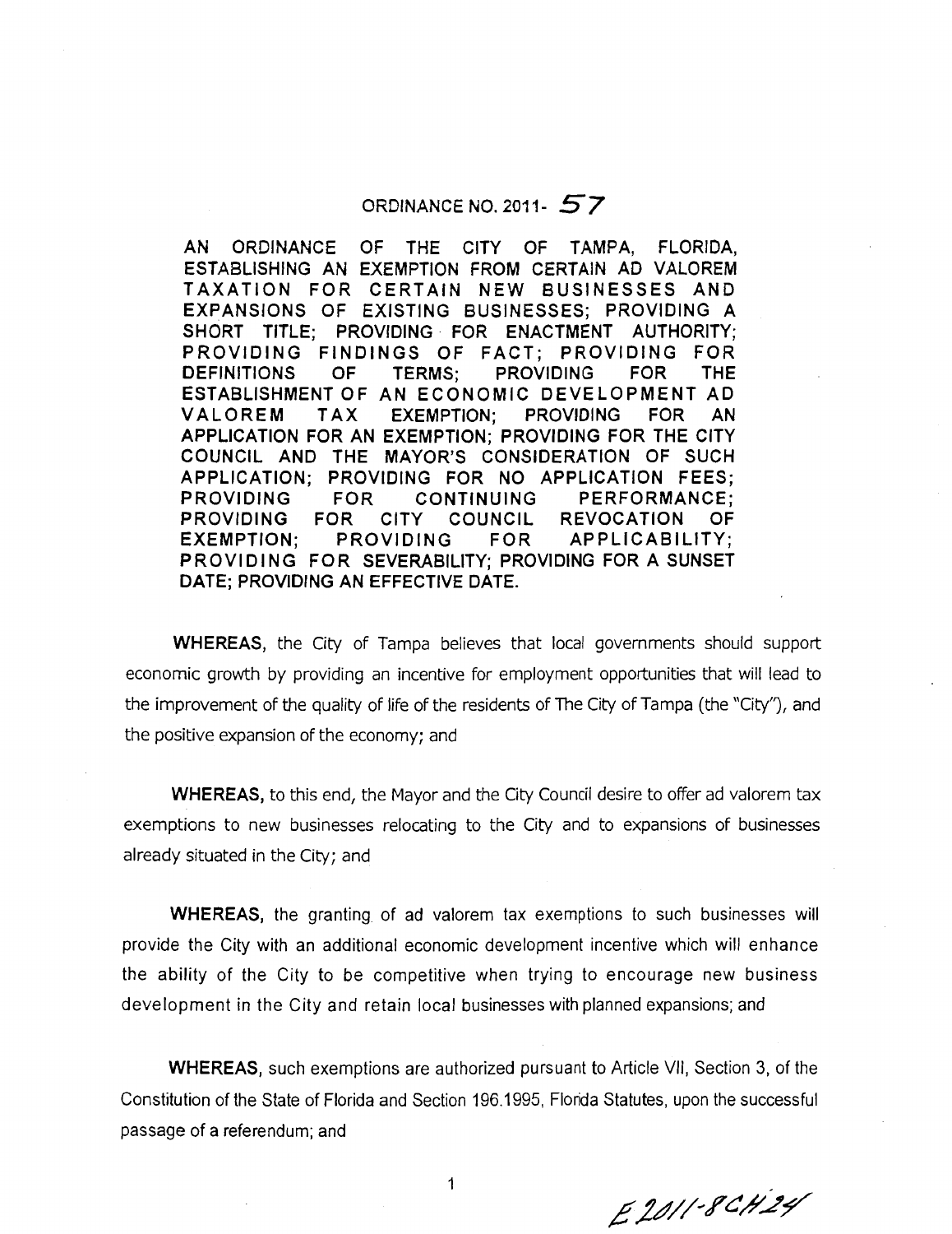# ORDINANCE NO. 2011- 57

AN ORDINANCE OF THE CITY OF TAMPA, FLORIDA, ESTABLISHING AN EXEMPTION FROM CERTAIN AD VALOREM TAXATION FOR CERTAIN NEW BUSINESSES AND EXPANSIONS OF EXISTING BUSINESSES; PROVIDING A SHORT TITLE; PROVIDING FOR ENACTMENT AUTHORITY; PROVIDING FINDINGS OF FACT; PROVIDING FOR DEFINITIONS OF TERMS; PROVIDING FOR THE ESTABLISHMENT OF AN ECONOMIC DEVELOPMENT AD VALOREM TAX EXEMPTION; PROVIDING FOR AN APPLICATION FOR AN EXEMPTION; PROVIDING FOR THE CITY COUNCIL AND THE MAYOR'S CONSIDERATION OF SUCH APPLICATION; PROVIDING FOR NO APPLICATION FEES; PROVIDING FOR CONTINUING PERFORMANCE; PROVIDING FOR CITY COUNCIL REVOCATION OF EXEMPTION; PROVIDING FOR APPLICABILITY; PROVIDING FOR SEVERABILITY; PROVIDING FOR A SUNSET DATE; PROVIDING AN EFFECTIVE DATE.

**WHEREAS**, the City of Tampa believes that local governments should support economic growth by providing an incentive for employment opportunities that will lead to the improvement of the quality of life of the residents of The City of Tampa (the "City"), and the positive expansion of the economy; and

**WHEREAS**, to this end, the Mayor and the City Council desire to offer ad valorem tax exemptions to new businesses relocating to the City and to expansions of businesses already situated in the City; and

**WHEREAS**, the granting of ad valorem tax exemptions to such businesses will provide the City with an additional economic development incentive which will enhance the ability of the City to be competitive when trying to encourage new business development in the City and retain local businesses with planned expansions; and

**WHEREAS**, such exemptions are authorized pursuant to Article VII, Section 3, of the Constitution of the State of Florida and Section 196.1995, Florida Statutes, upon the successful passage of a referendum; and

E2011-8CH24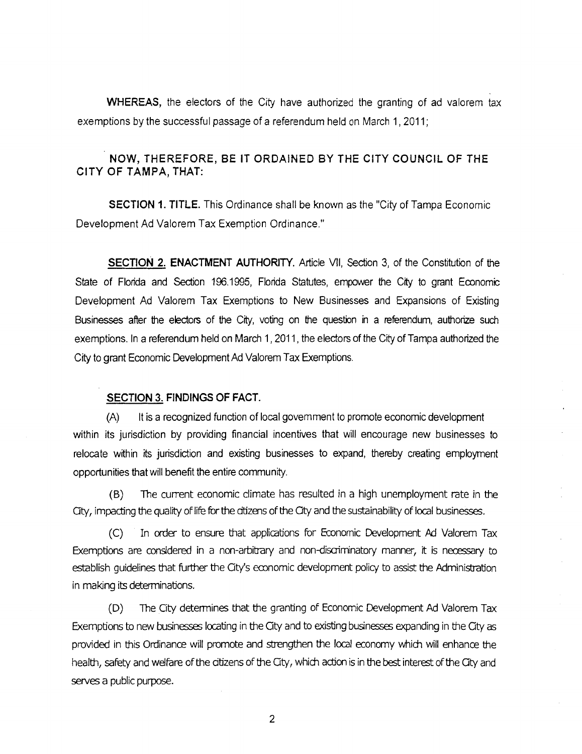**WHEREAS,** the electors of the City have authorized the granting of ad valorem tax exemptions by the successful passage of a referendum held on March 1, 2011;

**NOW, THEREFORE, BE IT ORDAINED BY THE CITY COUNCIL OF THE CITY OF TAMPA, THAT:**

**SECTION 1. TITLE.** This Ordinance shall be known as the "City of Tampa Economic Development Ad Valorem Tax Exemption Ordinance."

**SECTION 2. ENACTMENT AUTHORITY.** Article VII, Section 3, of the Constitution of the State of Florida and Section 196.1995, Florida Statutes, empower the City to grant Economic Development Ad Valorem Tax Exemptions to New Businesses and Expansions of Existing Businesses after the electors of the City, voting on the question in a referendum, authorize such exemptions. In a referendum held on March 1, 2011, the electors of the City of Tampa authorized the City to grant Economic Development Ad Valorem Tax Exemptions.

**SECTION 3. FINDINGS OF FACT.**

(A) It is a recognized function of local government to promote economic development within its jurisdiction by providing financial incentives that will encourage new businesses to relocate within its jurisdiction and existing businesses to expand, thereby creating employment opportunities that will benefit the entire community.

(B) The current economic climate has resulted in a high unemployment rate in the City, impacting the quality of life for the citizens of the City and the sustainability of local businesses.

(C) In order to ensure that applications for Economic Development Ad Valorem Tax Exemptions are considered in a non-arbitrary and non-discriminatory manner, it is necessary to establish guidelines that further the City's economic development policy to assist the Administration in making its determinations.

(D) The City determines that the granting of Economic Development Ad Valorem Tax Exemptions to new businesses locating in the City and to existing businesses expanding in the City as provided in this Ordinance will promote and strengthen the local economy which will enhance the health, safety and welfare of the citizens of the City, which action is in the best interest of the City and serves a public purpose.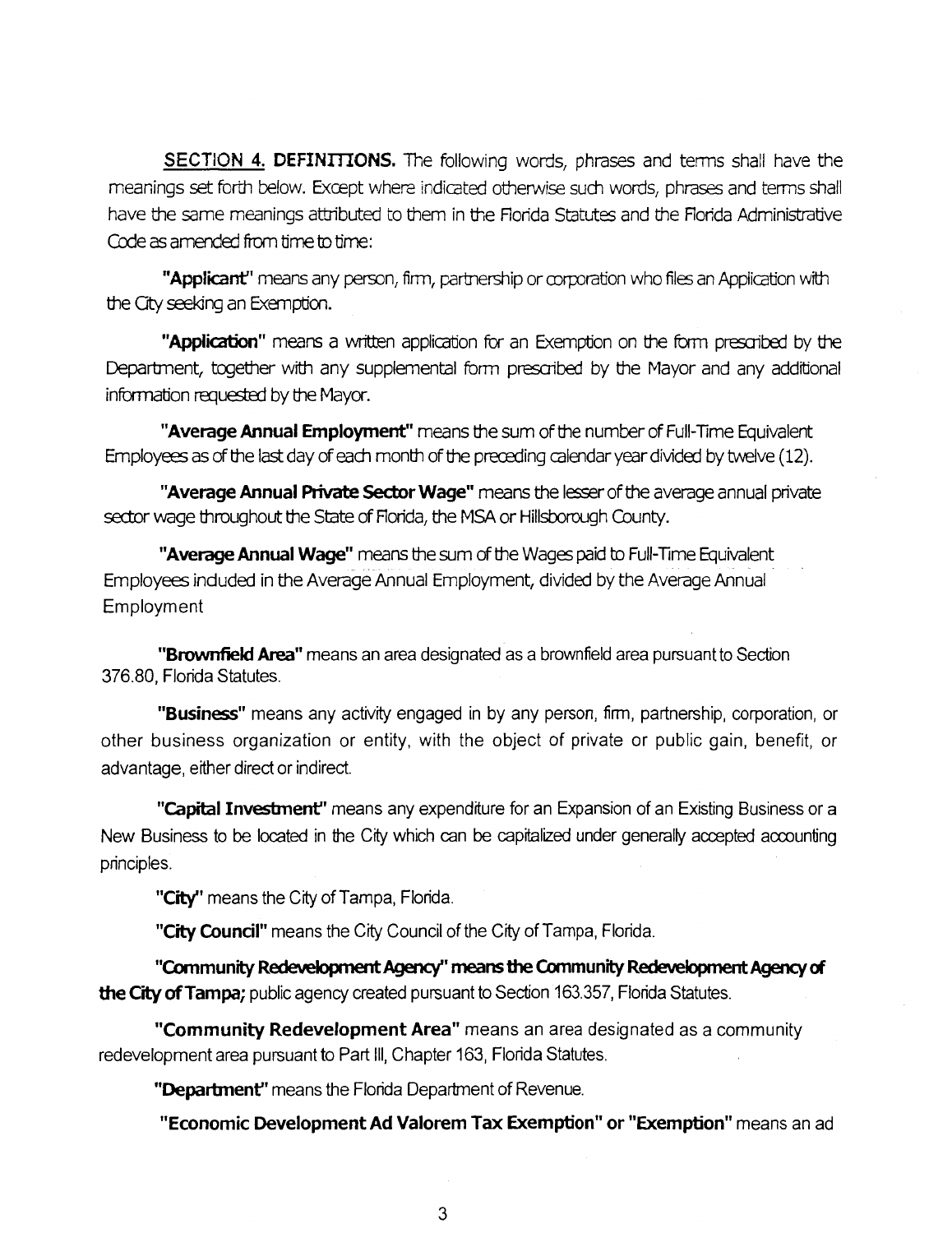**SECTION 4. DEFINITIONS.** The following words, phrases and terms shall have the meanings set forth below. Except where indicated otherwise such words, phrases and terms shall have the same meanings attributed to them in the Florida Statutes and the Florida Administrative Code as amended from time to time:

**"Applicant"** means any person, firm, partnership or corporation who files an Application with the City seeking an Exemption.

**"Application"** means a written application for an Exemption on the form prescribed by the Department, together with any supplemental form prescribed by the Mayor and any additional information requested by the Mayor.

**"Average Annual Employment"** means the sum of the number of Full-Time Equivalent Employees as of the last day of each month of the preceding calendar year divided by twelve (12).

**"Average Annual Private Sector Wage"** means the lesser of the average annual private sector wage throughout the State of Florida, the MSA or Hillsborough County.

**"Average Annual Wage"** means the sum of the Wages paid to Full-Time Equivalent Employees included in the Average Annual Employment, divided by the Average Annual Employment

**"Brownfield Area"** means an area designated as a brownfield area pursuant to Section 376.80, Florida Statutes.

**"Business"** means any activity engaged in by any person, firm, partnership, corporation, or other business organization or entity, with the object of private or public gain, benefit, or advantage, either direct or indirect.

**"Capital Investment"** means any expenditure for an Expansion of an Existing Business or a New Business to be located in the City which can be capitalized under generally accepted accounting principles.

**"City"** means the City of Tampa, Florida.

**"City Council"** means the City Council of the City of Tampa, Florida.

**"Community Redevelopment Agency" means the Community Redevelopment Agency of the City of Tampa;** public agency created pursuant to Section 163.357, Florida Statutes.

**"Community Redevelopment Area"** means an area designated as a community redevelopment area pursuant to Part III, Chapter 163, Florida Statutes.

**"Department"** means the Florida Department of Revenue.

**"Economic Development Ad Valorem Tax Exemption" or "Exemption"** means an ad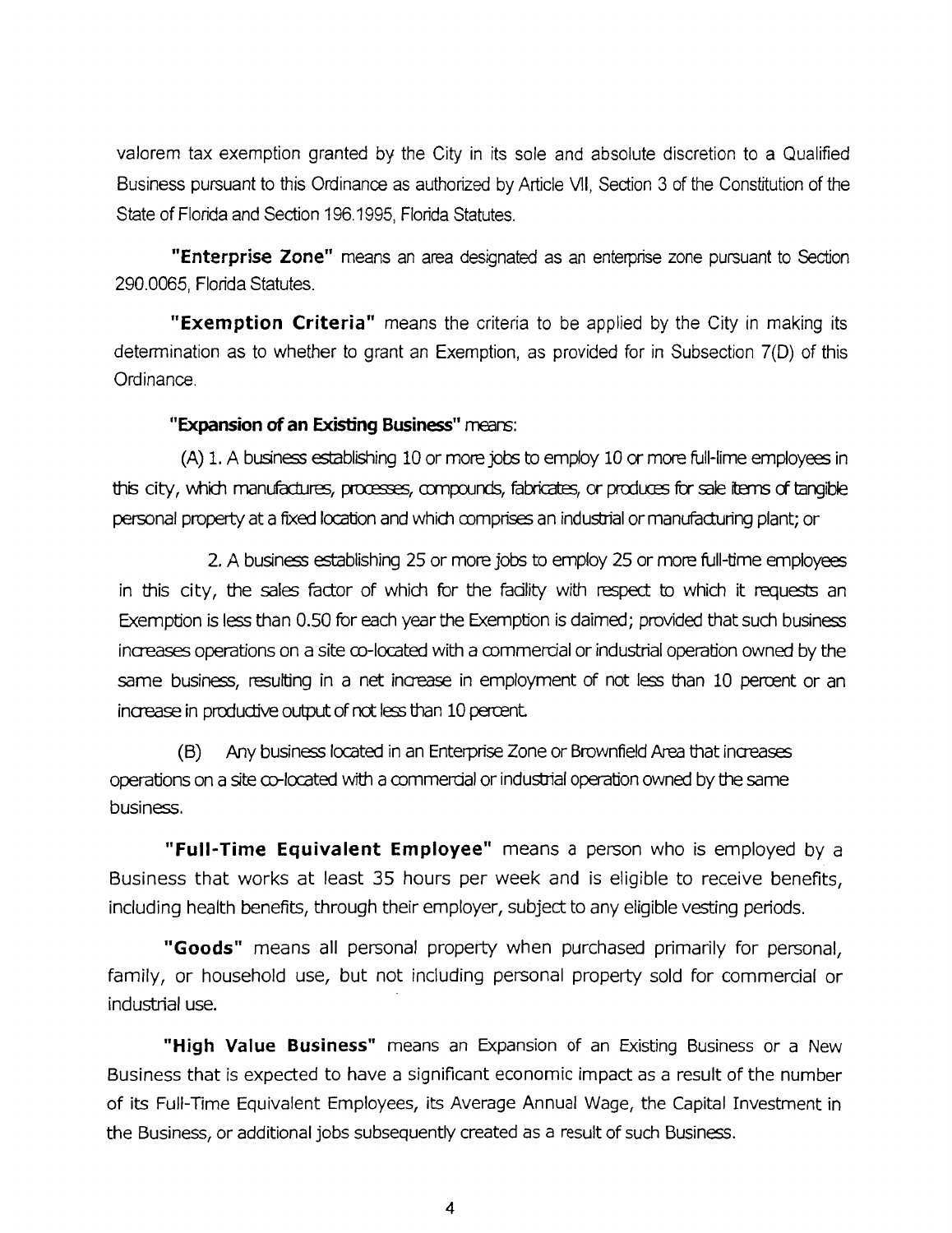valorem tax exemption granted by the City in its sole and absolute discretion to a Qualified Business pursuant to this Ordinance as authorized by Article VII, Section 3 of the Constitution of the State of Florida and Section 196.1995, Florida Statutes.

**"Enterprise Zone"** means an area designated as an enterprise zone pursuant to Section 290.0065, Florida Statutes.

**"Exemption Criteria"** means the criteria to be applied by the City in making its determination as to whether to grant an Exemption, as provided for in Subsection 7(D) of this Ordinance.

**"Expansion of an Existing Business"** means:

(A) 1. A business establishing 10 or more jobs to employ 10 or more full-lime employees in this city, which manufactures, processes, compounds, fabricates, or produces for sale items of tangible personal property at a fixed location and which comprises an industrial or manufacturing plant; or

2. A business establishing 25 or more jobs to employ 25 or more full-time employees in this city, the sales factor of which for the facility with respect to which it requests an Exemption is less than 0.50 for each year the Exemption is claimed; provided that such business increases operations on a site co-located with a commercial or industrial operation owned by the same business, resulting in a net increase in employment of not less than 10 percent or an increase in productive output of not less than 10 percent.

(B) Any business located in an Enterprise Zone or Brownfield Area that increases operations on a site co-located with a commercial or industrial operation owned by the same business.

**"Full-Time Equivalent Employee"** means a person who is employed by a Business that works at least 35 hours per week and is eligible to receive benefits, including health benefits, through their employer, subject to any eligible vesting periods.

**"Goods"** means all personal property when purchased primarily for personal, family, or household use, but not including personal property sold for commercial or industrial use.

**"High Value Business"** means an Expansion of an Existing Business or a New Business that is expected to have a significant economic impact as a result of the number of its Full-Time Equivalent Employees, its Average Annual Wage, the Capital Investment in the Business, or additional jobs subsequently created as a result of such Business.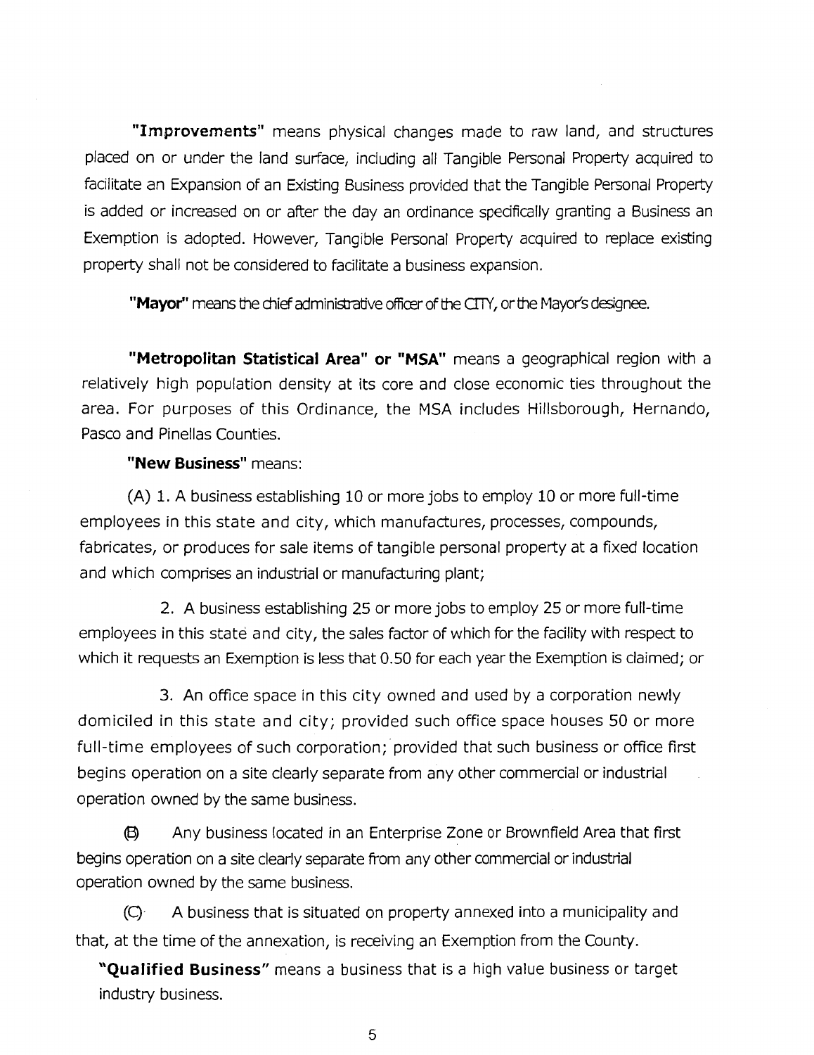**"Improvements"** means physical changes made to raw land, and structures placed on or under the land surface, including all Tangible Personal Property acquired to facilitate an Expansion of an Existing Business provided that the Tangible Personal Property is added or increased on or after the day an ordinance specifically granting a Business an Exemption is adopted. However, Tangible Personal Property acquired to replace existing property shall not be considered to facilitate a business expansion.

**"Mayor"** means the chief administrative officer of the CITY, or the Mayor's designee.

**"Metropolitan Statistical Area" or "MSA"** means a geographical region with a relatively high population density at its core and close economic ties throughout the area. For purposes of this Ordinance, the MSA includes Hillsborough, Hernando, Pasco and Pinellas Counties.

**"New Business"** means:

(A) 1. A business establishing 10 or more jobs to employ 10 or more full-time employees in this state and city, which manufactures, processes, compounds, fabricates, or produces for sale items of tangible personal property at a fixed location and which comprises an industrial or manufacturing plant;

2. A business establishing 25 or more jobs to employ 25 or more full-time employees in this state and city, the sales factor of which for the facility with respect to which it requests an Exemption is less that 0.50 for each year the Exemption is claimed; or

3. An office space in this city owned and used by a corporation newly domiciled in this state and city; provided such office space houses 50 or more full-time employees of such corporation; provided that such business or office first begins operation on a site clearly separate from any other commercial or industrial operation owned by the same business.

(B) Any business located in an Enterprise Zone or Brownfield Area that first begins operation on a site clearly separate from any other commercial or industrial operation owned by the same business.

(C) A business that is situated on property annexed into a municipality and that, at the time of the annexation, is receiving an Exemption from the County.

**"Qualified Business"** means a business that is a high value business or target industry business.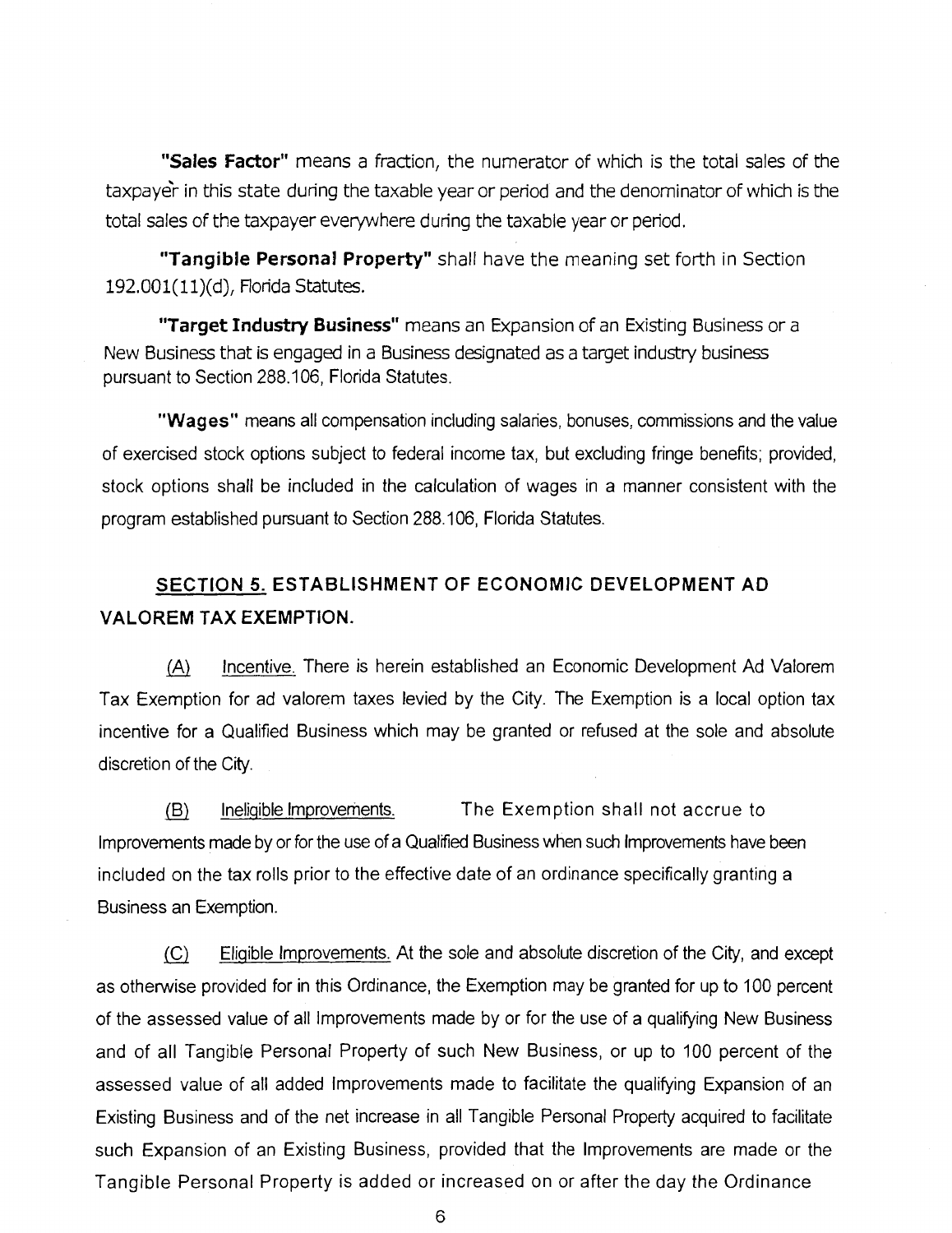**"Sales Factor"** means a fraction, the numerator of which is the total sales of the taxpayer in this state during the taxable year or period and the denominator of which is the total sales of the taxpayer everywhere during the taxable year or period.

**"Tangible Personal Property"** shall have the meaning set forth in Section 192.001(11)(d), Florida Statutes.

**"Target Industry Business"** means an Expansion of an Existing Business or a New Business that is engaged in a Business designated as a target industry business pursuant to Section 288.106, Florida Statutes.

**"Wages"** means all compensation including salaries, bonuses, commissions and the value of exercised stock options subject to federal income tax, but excluding fringe benefits; provided, stock options shall be included in the calculation of wages in a manner consistent with the program established pursuant to Section 288.106, Florida Statutes.

## SECTION 5. ESTABLISHMENT OF ECONOMIC DEVELOPMENT AD VALOREM TAX EXEMPTION.

(A) Incentive. There is herein established an Economic Development Ad Valorem Tax Exemption for ad valorem taxes levied by the City. The Exemption is a local option tax incentive for a Qualified Business which may be granted or refused at the sole and absolute discretion of the City.

(B) Ineligible Improvements. The Exemption shall not accrue to Improvements made by or for the use of a Qualified Business when such Improvements have been included on the tax rolls prior to the effective date of an ordinance specifically granting a Business an Exemption.

(C) Eligible Improvements. At the sole and absolute discretion of the City, and except as otherwise provided for in this Ordinance, the Exemption may be granted for up to 100 percent of the assessed value of all Improvements made by or for the use of a qualifying New Business and of all Tangible Personal Property of such New Business, or up to 100 percent of the assessed value of all added Improvements made to facilitate the qualifying Expansion of an Existing Business and of the net increase in all Tangible Personal Property acquired to facilitate such Expansion of an Existing Business, provided that the Improvements are made or the Tangible Personal Property is added or increased on or after the day the Ordinance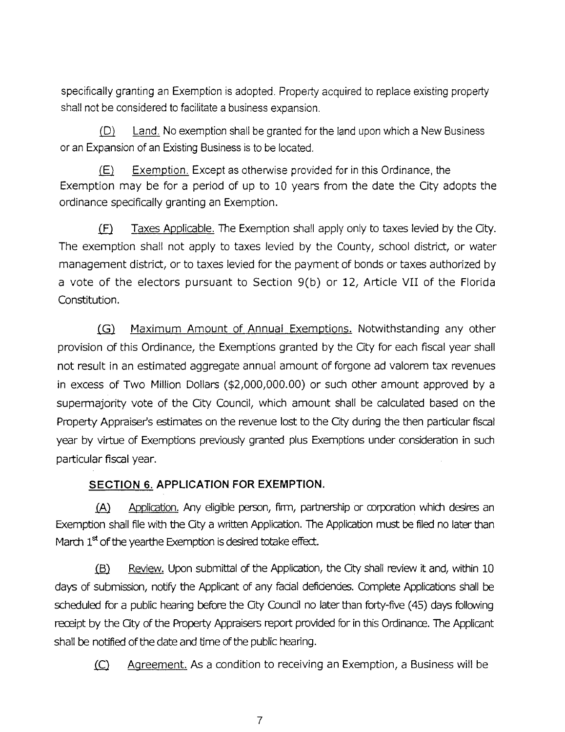specifically granting an Exemption is adopted. Property acquired to replace existing property shall not be considered to facilitate a business expansion.

(D) Land. No exemption shall be granted for the land upon which a New Business or an Expansion of an Existing Business is to be located.

(E) Exemption. Except as otherwise provided for in this Ordinance, the Exemption may be for a period of up to 10 years from the date the City adopts the ordinance specifically granting an Exemption.

(F) Taxes Applicable. The Exemption shall apply only to taxes levied by the City. The exemption shall not apply to taxes levied by the County, school district, or water management district, or to taxes levied for the payment of bonds or taxes authorized by a vote of the electors pursuant to Section 9(b) or 12, Article VII of the Florida Constitution.

(G) Maximum Amount of Annual Exemptions. Notwithstanding any other provision of this Ordinance, the Exemptions granted by the City for each fiscal year shall not result in an estimated aggregate annual amount of forgone ad valorem tax revenues in excess of Two Million Dollars ($2,000,000.00) or such other amount approved by a supermajority vote of the City Council, which amount shall be calculated based on the Property Appraiser's estimates on the revenue lost to the City during the then particular fiscal year by virtue of Exemptions previously granted plus Exemptions under consideration in such particular fiscal year.

**SECTION 6. APPLICATION FOR EXEMPTION.**

(A) Application. Any eligible person, firm, partnership or corporation which desires an Exemption shall file with the City a written Application. The Application must be filed no later than March 1st of the yearthe Exemption is desired totake effect.

(B) Review. Upon submittal of the Application, the City shall review it and, within 10 days of submission, notify the Applicant of any facial deficiencies. Complete Applications shall be scheduled for a public hearing before the City Council no later than forty-five (45) days following receipt by the City of the Property Appraisers report provided for in this Ordinance. The Applicant shall be notified of the date and time of the public hearing.

(C) Agreement. As a condition to receiving an Exemption, a Business will be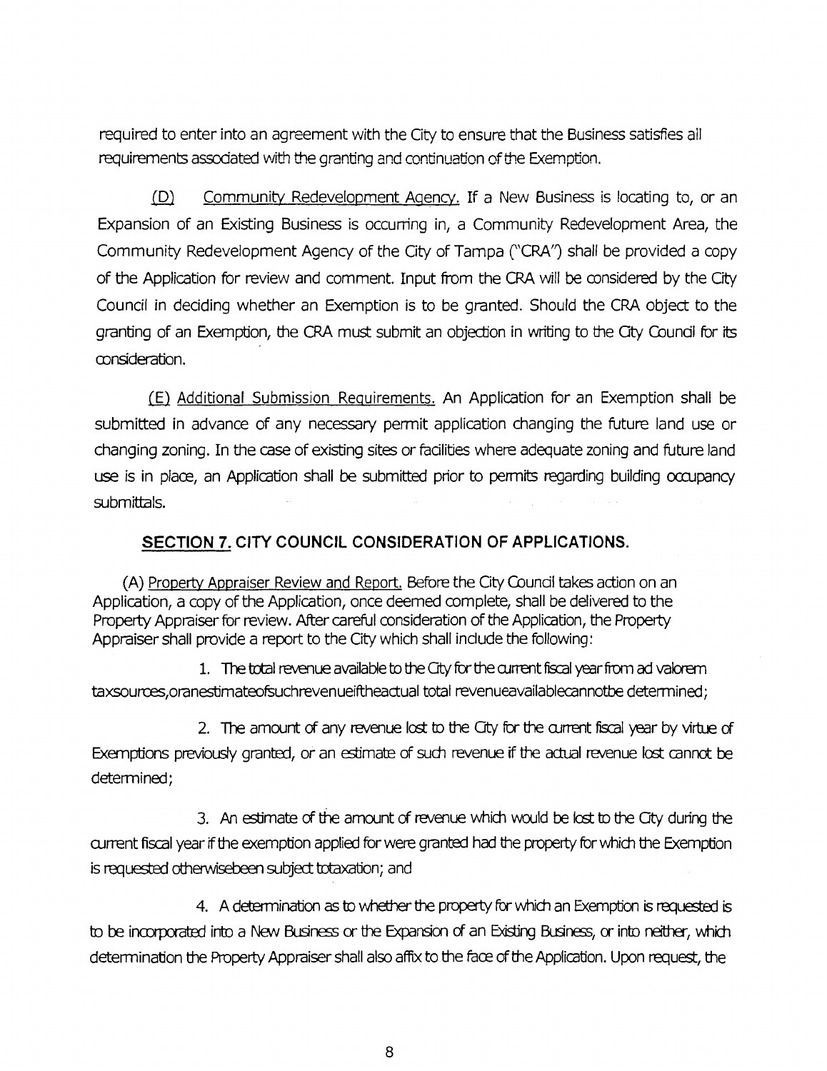required to enter into an agreement with the City to ensure that the Business satisfies all requirements associated with the granting and continuation of the Exemption.

(D) Community Redevelopment Agency. If a New Business is locating to, or an Expansion of an Existing Business is occurring in, a Community Redevelopment Area, the Community Redevelopment Agency of the City of Tampa ("CRA") shall be provided a copy of the Application for review and comment. Input from the CRA will be considered by the City Council in deciding whether an Exemption is to be granted. Should the CRA object to the granting of an Exemption, the CRA must submit an objection in writing to the City Council for its consideration.

(E) Additional Submission Requirements. An Application for an Exemption shall be submitted in advance of any necessary permit application changing the future land use or changing zoning. In the case of existing sites or facilities where adequate zoning and future land use is in place, an Application shall be submitted prior to permits regarding building occupancy submittals.

## SECTION 7. CITY COUNCIL CONSIDERATION OF APPLICATIONS.

(A) Property Appraiser Review and Report. Before the City Council takes action on an Application, a copy of the Application, once deemed complete, shall be delivered to the Property Appraiser for review. After careful consideration of the Application, the Property Appraiser shall provide a report to the City which shall include the following:

1. The total revenue available to the City for the current fiscal year from ad valorem taxsources,oranestimateofsuchrevenueiftheactual total revenueavailablecannotbe determined;

2. The amount of any revenue lost to the City for the current fiscal year by virtue of Exemptions previously granted, or an estimate of such revenue if the actual revenue lost cannot be determined;

3. An estimate of the amount of revenue which would be lost to the City during the current fiscal year if the exemption applied for were granted had the property for which the Exemption is requested otherwisebeen subject totaxation; and

4. A determination as to whether the property for which an Exemption is requested is to be incorporated into a New Business or the Expansion of an Existing Business, or into neither, which determination the Property Appraiser shall also affix to the face of the Application. Upon request, the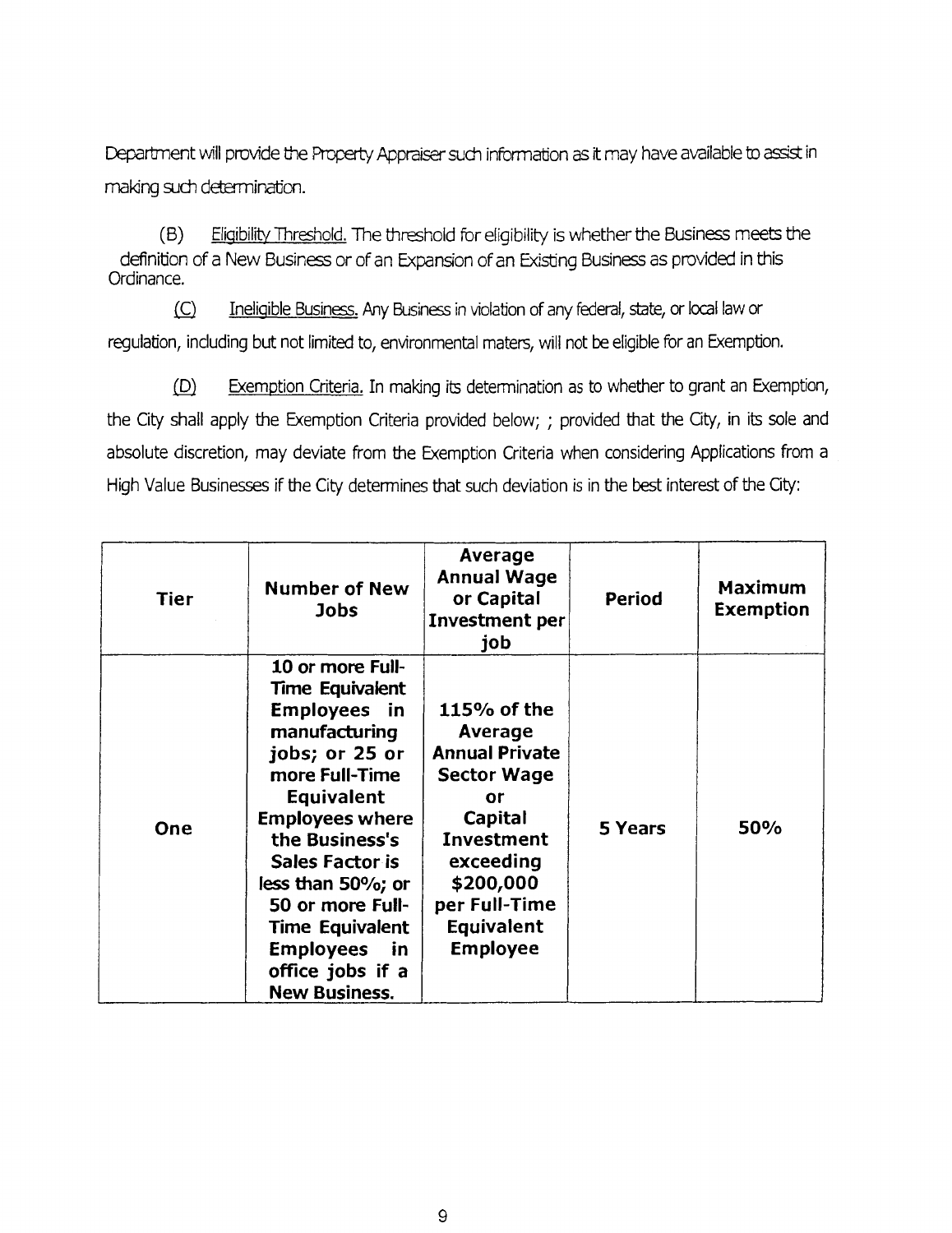Department will provide the Property Appraiser such information as it may have available to assist in making such determination.

(B) Eligibility Threshold. The threshold for eligibility is whether the Business meets the definition of a New Business or of an Expansion of an Existing Business as provided in this Ordinance.

(C) Ineligible Business. Any Business in violation of any federal, state, or local law or regulation, including but not limited to, environmental maters, will not be eligible for an Exemption.

(D) Exemption Criteria. In making its determination as to whether to grant an Exemption, the City shall apply the Exemption Criteria provided below; ; provided that the City, in its sole and absolute discretion, may deviate from the Exemption Criteria when considering Applications from a High Value Businesses if the City determines that such deviation is in the best interest of the City:

| Tier | Number of New Jobs | Average Annual Wage or Capital Investment per job | Period | Maximum Exemption |
|---|---|---|---|---|
| One | 10 or more Full-Time Equivalent Employees in manufacturing jobs; or 25 or more Full-Time Equivalent Employees where the Business's Sales Factor is less than 50%; or 50 or more Full-Time Equivalent Employees in office jobs if a New Business. | 115% of the Average Annual Private Sector Wage or Capital Investment exceeding $200,000 per Full-Time Equivalent Employee | 5 Years | 50% |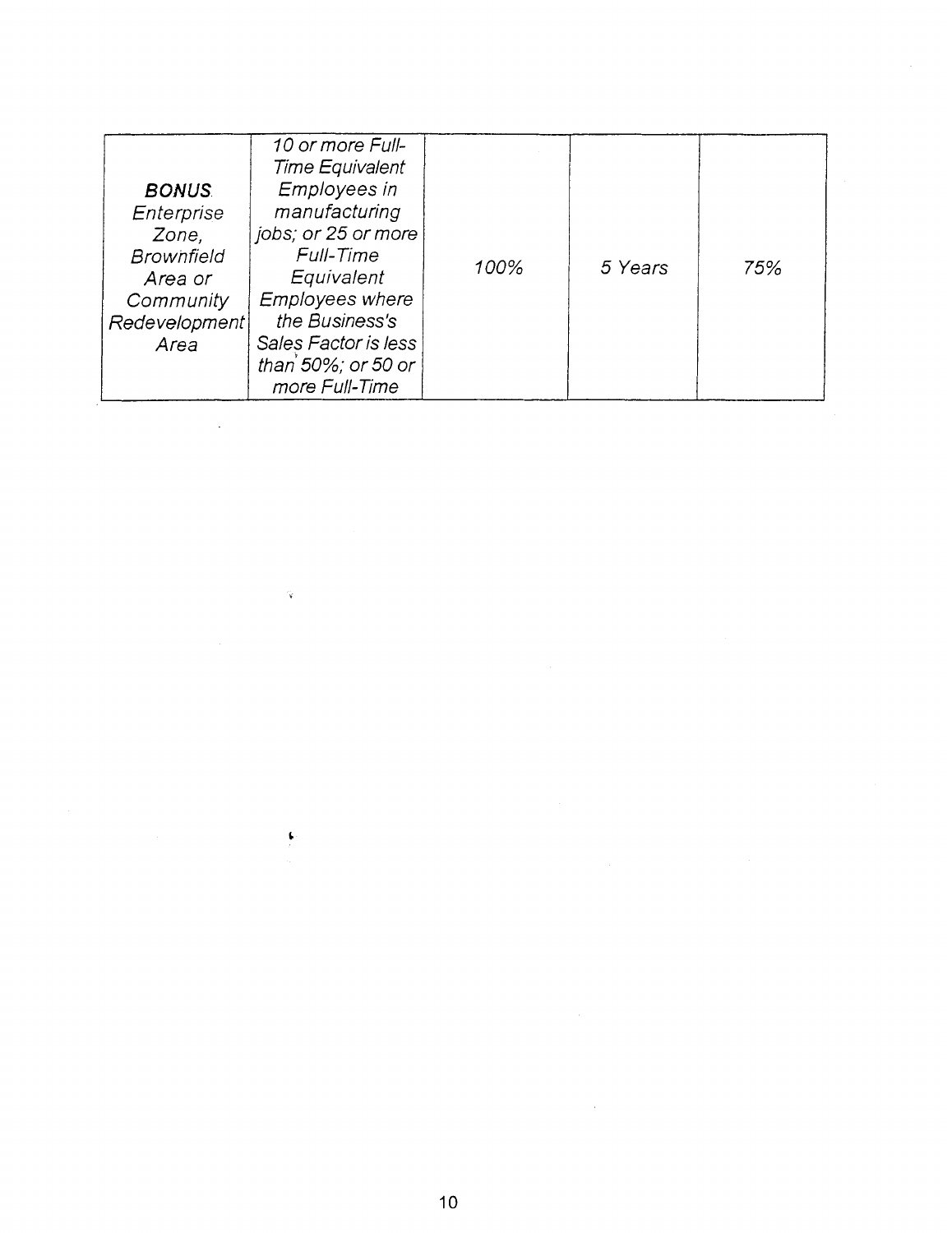| | | | | |
|---|---|---|---|---|
| ***BONUS*** *Enterprise Zone, Brownfield Area or Community Redevelopment Area* | *10 or more Full-Time Equivalent Employees in manufacturing jobs; or 25 or more Full-Time Equivalent Employees where the Business's Sales Factor is less than 50%; or 50 or more Full-Time* | *100%* | *5 Years* | *75%* |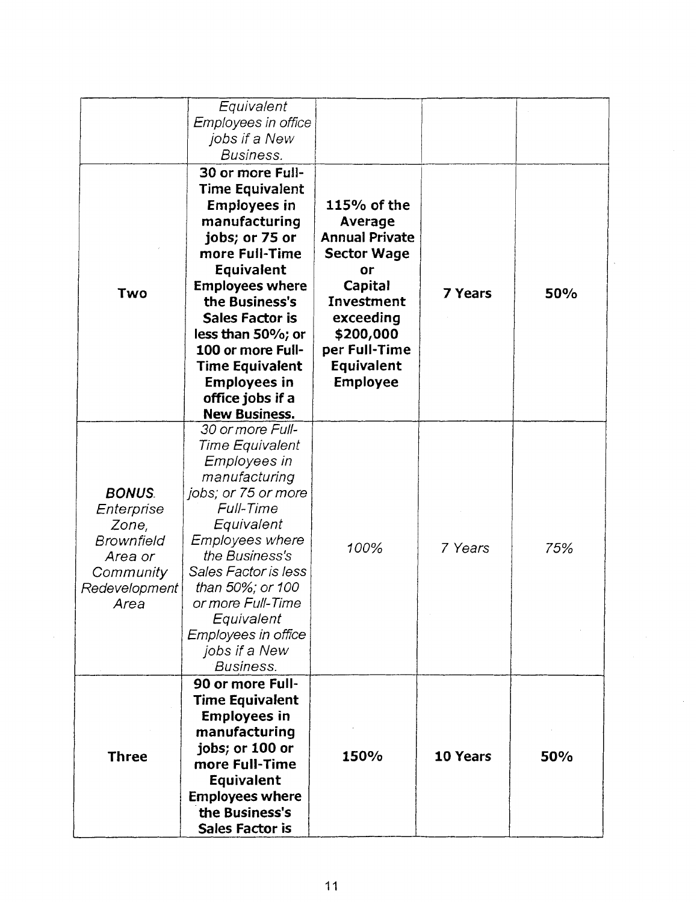| | | | | |
|---|---|---|---|---|
| | *Equivalent Employees in office jobs if a New Business.* | | | |
| **Two** | **30 or more Full-Time Equivalent Employees in manufacturing jobs; or 75 or more Full-Time Equivalent Employees where the Business's Sales Factor is less than 50%; or 100 or more Full-Time Equivalent Employees in office jobs if a New Business.** | **115% of the Average Annual Private Sector Wage or Capital Investment exceeding $200,000 per Full-Time Equivalent Employee** | **7 Years** | **50%** |
| ***BONUS.*** *Enterprise Zone, Brownfield Area or Community Redevelopment Area* | *30 or more Full-Time Equivalent Employees in manufacturing jobs; or 75 or more Full-Time Equivalent Employees where the Business's Sales Factor is less than 50%; or 100 or more Full-Time Equivalent Employees in office jobs if a New Business.* | *100%* | *7 Years* | *75%* |
| **Three** | **90 or more Full-Time Equivalent Employees in manufacturing jobs; or 100 or more Full-Time Equivalent Employees where the Business's Sales Factor is** | **150%** | **10 Years** | **50%** |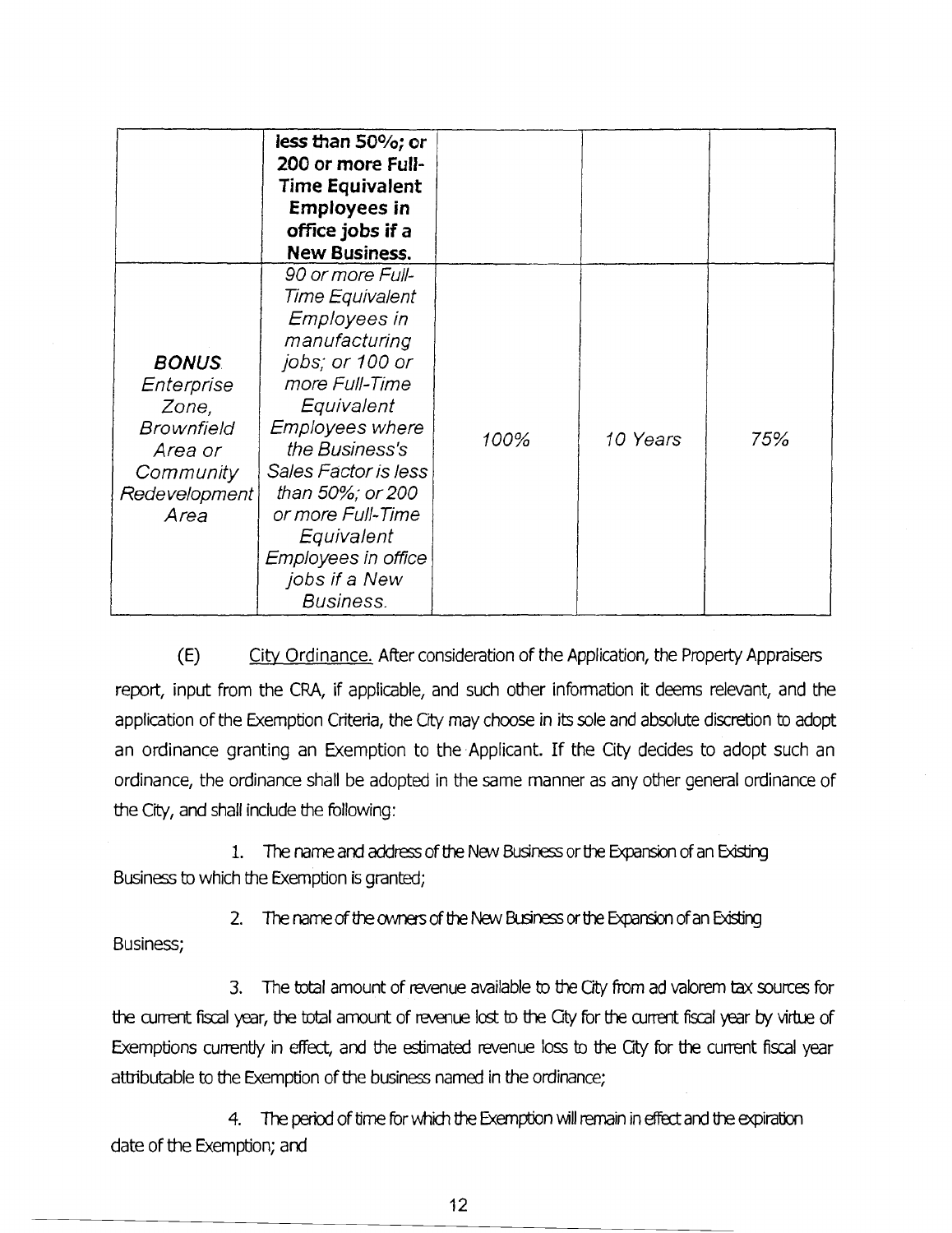| | | | | |
|---|---|---|---|---|
| | **less than 50%; or 200 or more Full-Time Equivalent Employees in office jobs if a New Business.** | | | |
| ***BONUS*** *Enterprise Zone, Brownfield Area or Community Redevelopment Area* | *90 or more Full-Time Equivalent Employees in manufacturing jobs; or 100 or more Full-Time Equivalent Employees where the Business's Sales Factor is less than 50%; or 200 or more Full-Time Equivalent Employees in office jobs if a New Business.* | *100%* | *10 Years* | *75%* |

(E) <u>City Ordinance.</u> After consideration of the Application, the Property Appraisers report, input from the CRA, if applicable, and such other information it deems relevant, and the application of the Exemption Criteria, the City may choose in its sole and absolute discretion to adopt an ordinance granting an Exemption to the Applicant. If the City decides to adopt such an ordinance, the ordinance shall be adopted in the same manner as any other general ordinance of the City, and shall include the following:

1. The name and address of the New Business or the Expansion of an Existing Business to which the Exemption is granted;

2. The name of the owners of the New Business or the Expansion of an Existing Business;

3. The total amount of revenue available to the City from ad valorem tax sources for the current fiscal year, the total amount of revenue lost to the City for the current fiscal year by virtue of Exemptions currently in effect, and the estimated revenue loss to the City for the current fiscal year attributable to the Exemption of the business named in the ordinance;

4. The period of time for which the Exemption will remain in effect and the expiration date of the Exemption; and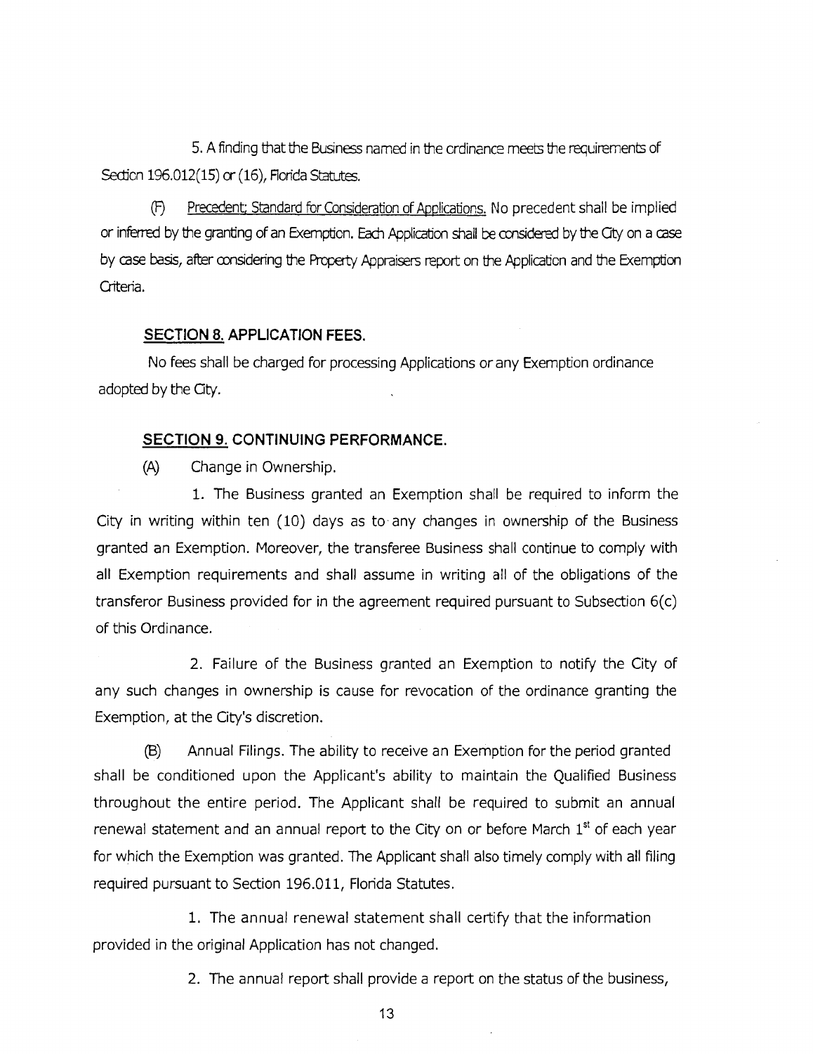5. A finding that the Business named in the ordinance meets the requirements of Section 196.012(15) or (16), Florida Statutes.

(F) Precedent; Standard for Consideration of Applications. No precedent shall be implied or inferred by the granting of an Exemption. Each Application shall be considered by the City on a case by case basis, after considering the Property Appraisers report on the Application and the Exemption Criteria.

## SECTION 8. APPLICATION FEES.

No fees shall be charged for processing Applications or any Exemption ordinance adopted by the City.

## SECTION 9. CONTINUING PERFORMANCE.

(A) Change in Ownership.

1. The Business granted an Exemption shall be required to inform the City in writing within ten (10) days as to any changes in ownership of the Business granted an Exemption. Moreover, the transferee Business shall continue to comply with all Exemption requirements and shall assume in writing all of the obligations of the transferor Business provided for in the agreement required pursuant to Subsection 6(c) of this Ordinance.

2. Failure of the Business granted an Exemption to notify the City of any such changes in ownership is cause for revocation of the ordinance granting the Exemption, at the City's discretion.

(B) Annual Filings. The ability to receive an Exemption for the period granted shall be conditioned upon the Applicant's ability to maintain the Qualified Business throughout the entire period. The Applicant shall be required to submit an annual renewal statement and an annual report to the City on or before March 1st of each year for which the Exemption was granted. The Applicant shall also timely comply with all filing required pursuant to Section 196.011, Florida Statutes.

1. The annual renewal statement shall certify that the information provided in the original Application has not changed.

2. The annual report shall provide a report on the status of the business,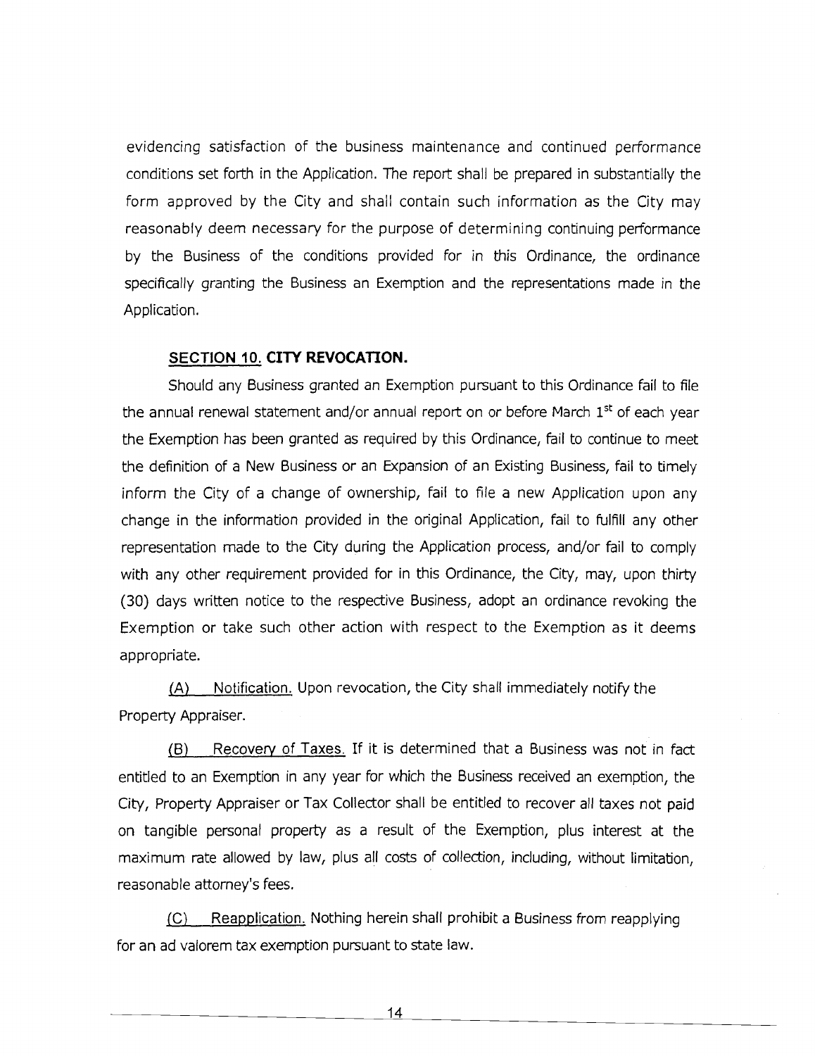evidencing satisfaction of the business maintenance and continued performance conditions set forth in the Application. The report shall be prepared in substantially the form approved by the City and shall contain such information as the City may reasonably deem necessary for the purpose of determining continuing performance by the Business of the conditions provided for in this Ordinance, the ordinance specifically granting the Business an Exemption and the representations made in the Application.

## SECTION 10. CITY REVOCATION.

Should any Business granted an Exemption pursuant to this Ordinance fail to file the annual renewal statement and/or annual report on or before March 1st of each year the Exemption has been granted as required by this Ordinance, fail to continue to meet the definition of a New Business or an Expansion of an Existing Business, fail to timely inform the City of a change of ownership, fail to file a new Application upon any change in the information provided in the original Application, fail to fulfill any other representation made to the City during the Application process, and/or fail to comply with any other requirement provided for in this Ordinance, the City, may, upon thirty (30) days written notice to the respective Business, adopt an ordinance revoking the Exemption or take such other action with respect to the Exemption as it deems appropriate.

(A) Notification. Upon revocation, the City shall immediately notify the Property Appraiser.

(B) Recovery of Taxes. If it is determined that a Business was not in fact entitled to an Exemption in any year for which the Business received an exemption, the City, Property Appraiser or Tax Collector shall be entitled to recover all taxes not paid on tangible personal property as a result of the Exemption, plus interest at the maximum rate allowed by law, plus all costs of collection, including, without limitation, reasonable attorney's fees.

(C) Reapplication. Nothing herein shall prohibit a Business from reapplying for an ad valorem tax exemption pursuant to state law.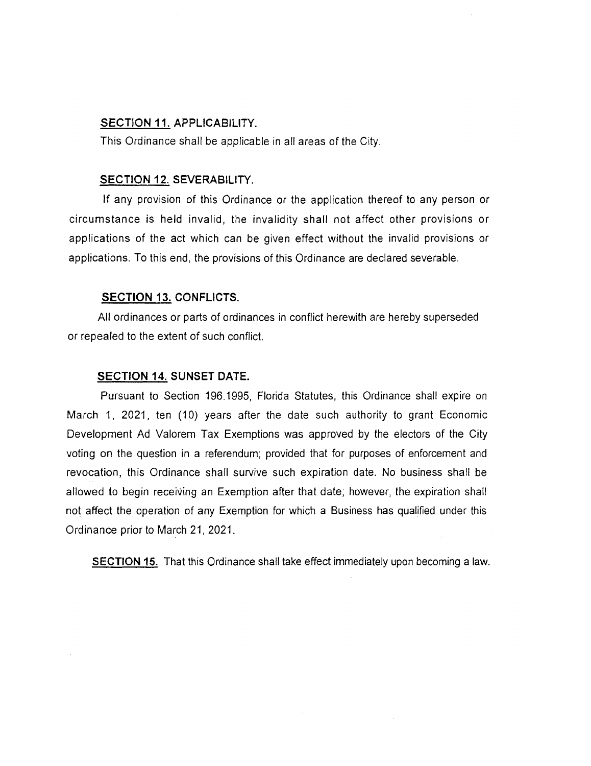**SECTION 11. APPLICABILITY.**

This Ordinance shall be applicable in all areas of the City.

**SECTION 12. SEVERABILITY.**

If any provision of this Ordinance or the application thereof to any person or circumstance is held invalid, the invalidity shall not affect other provisions or applications of the act which can be given effect without the invalid provisions or applications. To this end, the provisions of this Ordinance are declared severable.

**SECTION 13. CONFLICTS.**

All ordinances or parts of ordinances in conflict herewith are hereby superseded or repealed to the extent of such conflict.

**SECTION 14. SUNSET DATE.**

Pursuant to Section 196.1995, Florida Statutes, this Ordinance shall expire on March 1, 2021, ten (10) years after the date such authority to grant Economic Development Ad Valorem Tax Exemptions was approved by the electors of the City voting on the question in a referendum; provided that for purposes of enforcement and revocation, this Ordinance shall survive such expiration date. No business shall be allowed to begin receiving an Exemption after that date; however, the expiration shall not affect the operation of any Exemption for which a Business has qualified under this Ordinance prior to March 21, 2021.

**SECTION 15.** That this Ordinance shall take effect immediately upon becoming a law.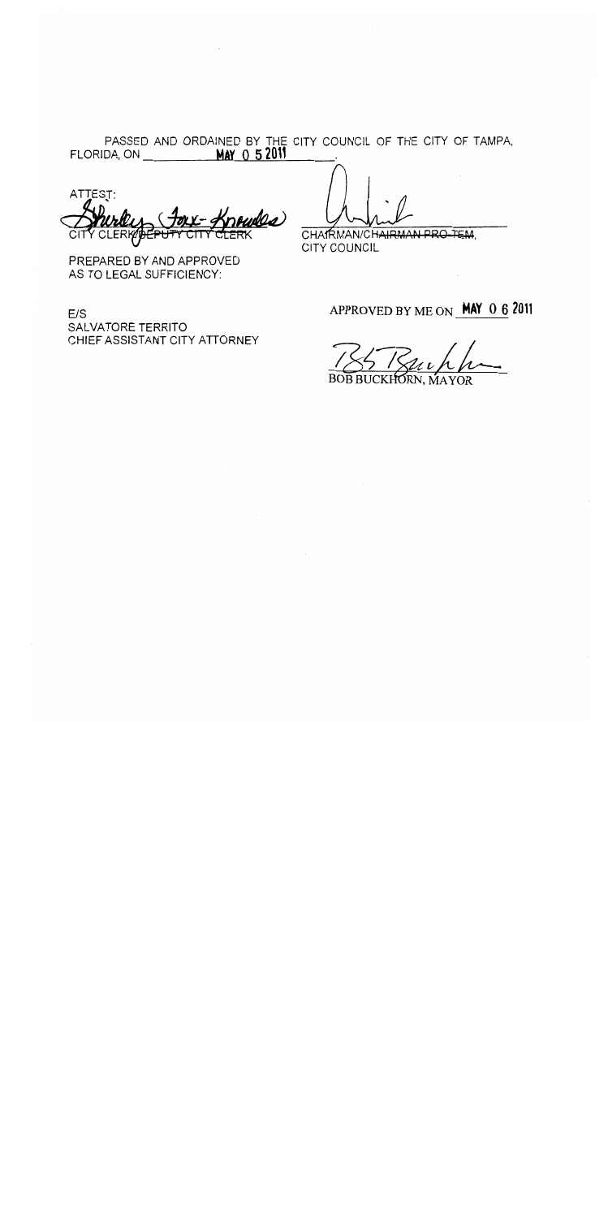PASSED AND ORDAINED BY THE CITY COUNCIL OF THE CITY OF TAMPA, FLORIDA, ON MAY 0 5 2011.

ATTEST:

CITY CLERK/~~DEPUTY CITY CLERK~~

CHAIRMAN/~~CHAIRMAN PRO-TEM~~, CITY COUNCIL

PREPARED BY AND APPROVED AS TO LEGAL SUFFICIENCY:

E/S
SALVATORE TERRITO
CHIEF ASSISTANT CITY ATTORNEY

APPROVED BY ME ON MAY 0 6 2011

BOB BUCKHORN, MAYOR